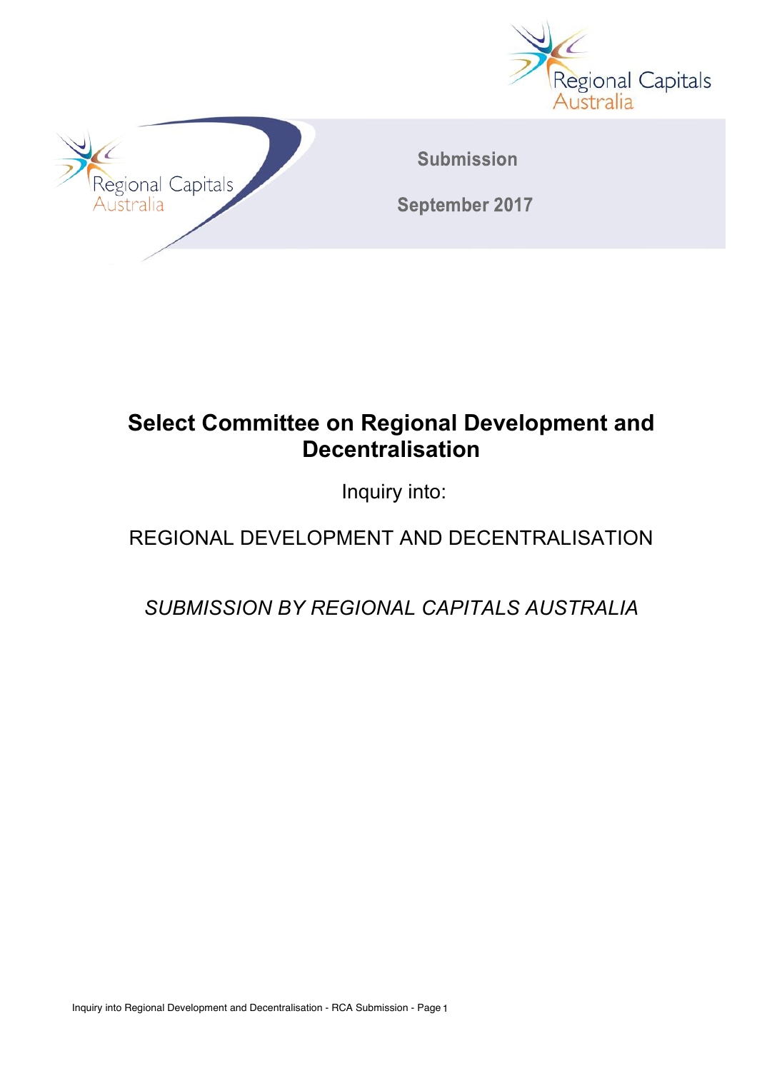Submission

September 2017

# Select Committee on Regional Development and Decentralisation

Inquiry into:

## REGIONAL DEVELOPMENT AND DECENTRALISATION

*SUBMISSION BY REGIONAL CAPITALS AUSTRALIA*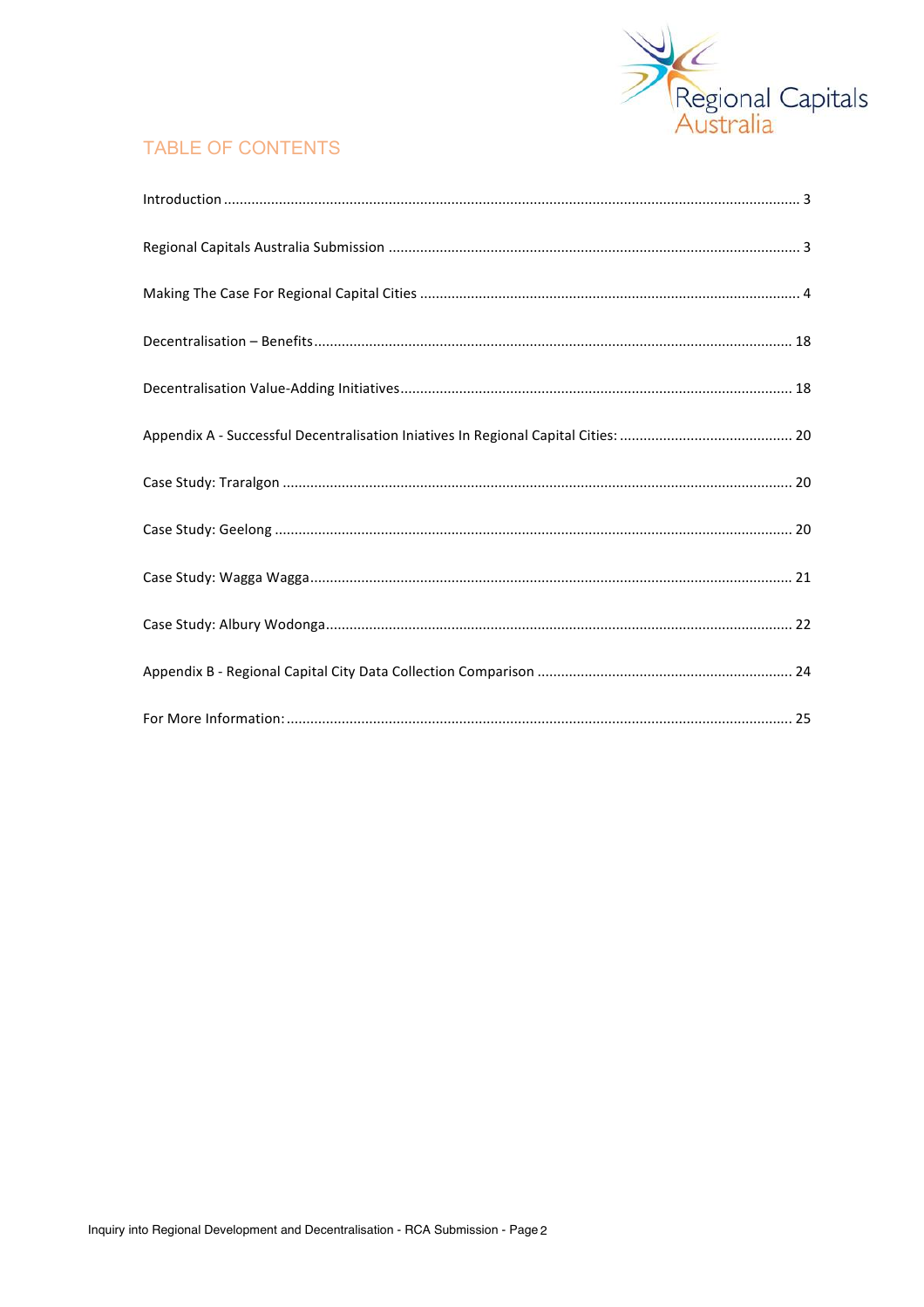## TABLE OF CONTENTS

| | |
|---|---|
| Introduction | 3 |
| Regional Capitals Australia Submission | 3 |
| Making The Case For Regional Capital Cities | 4 |
| Decentralisation – Benefits | 18 |
| Decentralisation Value-Adding Initiatives | 18 |
| Appendix A - Successful Decentralisation Iniatives In Regional Capital Cities: | 20 |
| Case Study: Traralgon | 20 |
| Case Study: Geelong | 20 |
| Case Study: Wagga Wagga | 21 |
| Case Study: Albury Wodonga | 22 |
| Appendix B - Regional Capital City Data Collection Comparison | 24 |
| For More Information: | 25 |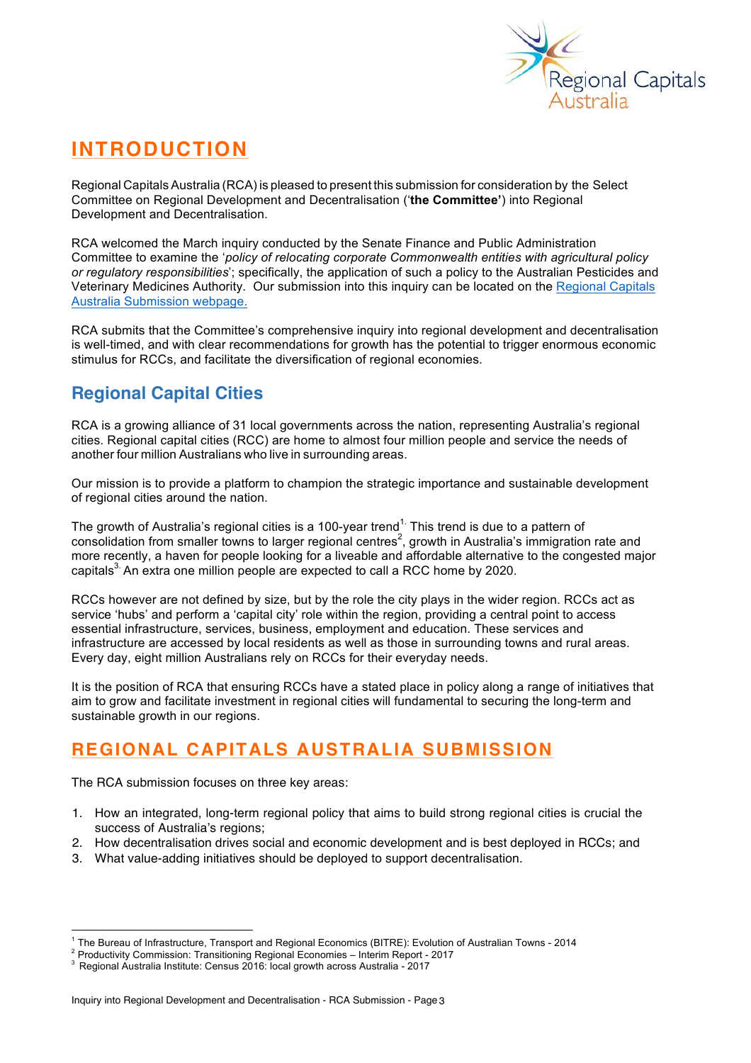// INTRODUCTION

Regional Capitals Australia (RCA) is pleased to present this submission for consideration by the Select Committee on Regional Development and Decentralisation ('**the Committee'**) into Regional Development and Decentralisation.

RCA welcomed the March inquiry conducted by the Senate Finance and Public Administration Committee to examine the '*policy of relocating corporate Commonwealth entities with agricultural policy or regulatory responsibilities*'; specifically, the application of such a policy to the Australian Pesticides and Veterinary Medicines Authority. Our submission into this inquiry can be located on the [Regional Capitals Australia Submission webpage.]

RCA submits that the Committee's comprehensive inquiry into regional development and decentralisation is well-timed, and with clear recommendations for growth has the potential to trigger enormous economic stimulus for RCCs, and facilitate the diversification of regional economies.

## Regional Capital Cities

RCA is a growing alliance of 31 local governments across the nation, representing Australia's regional cities. Regional capital cities (RCC) are home to almost four million people and service the needs of another four million Australians who live in surrounding areas.

Our mission is to provide a platform to champion the strategic importance and sustainable development of regional cities around the nation.

The growth of Australia's regional cities is a 100-year trend[1.] This trend is due to a pattern of consolidation from smaller towns to larger regional centres[2], growth in Australia's immigration rate and more recently, a haven for people looking for a liveable and affordable alternative to the congested major capitals[3.] An extra one million people are expected to call a RCC home by 2020.

RCCs however are not defined by size, but by the role the city plays in the wider region. RCCs act as service 'hubs' and perform a 'capital city' role within the region, providing a central point to access essential infrastructure, services, business, employment and education. These services and infrastructure are accessed by local residents as well as those in surrounding towns and rural areas. Every day, eight million Australians rely on RCCs for their everyday needs.

It is the position of RCA that ensuring RCCs have a stated place in policy along a range of initiatives that aim to grow and facilitate investment in regional cities will fundamental to securing the long-term and sustainable growth in our regions.

# REGIONAL CAPITALS AUSTRALIA SUBMISSION

The RCA submission focuses on three key areas:

1. How an integrated, long-term regional policy that aims to build strong regional cities is crucial the success of Australia's regions;
2. How decentralisation drives social and economic development and is best deployed in RCCs; and
3. What value-adding initiatives should be deployed to support decentralisation.

---

[1] The Bureau of Infrastructure, Transport and Regional Economics (BITRE): Evolution of Australian Towns - 2014

[2] Productivity Commission: Transitioning Regional Economies – Interim Report - 2017

[3] Regional Australia Institute: Census 2016: local growth across Australia - 2017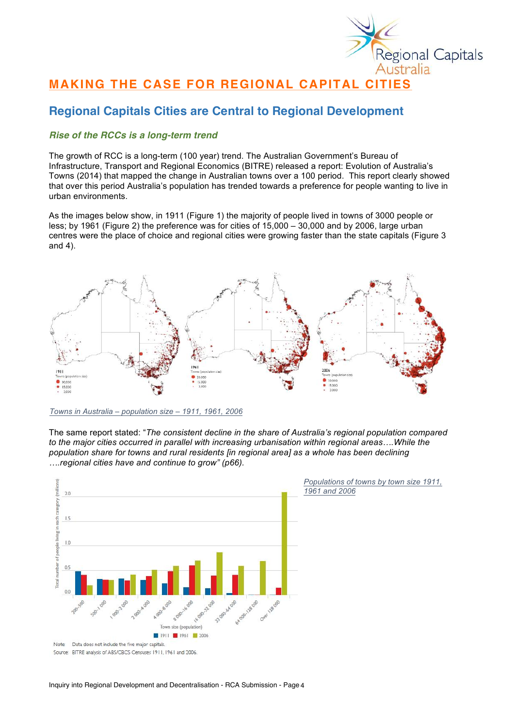# MAKING THE CASE FOR REGIONAL CAPITAL CITIES

## Regional Capitals Cities are Central to Regional Development

### *Rise of the RCCs is a long-term trend*

The growth of RCC is a long-term (100 year) trend. The Australian Government's Bureau of Infrastructure, Transport and Regional Economics (BITRE) released a report: Evolution of Australia's Towns (2014) that mapped the change in Australian towns over a 100 period. This report clearly showed that over this period Australia's population has trended towards a preference for people wanting to live in urban environments.

As the images below show, in 1911 (Figure 1) the majority of people lived in towns of 3000 people or less; by 1961 (Figure 2) the preference was for cities of 15,000 – 30,000 and by 2006, large urban centres were the place of choice and regional cities were growing faster than the state capitals (Figure 3 and 4).

*Towns in Australia – population size – 1911, 1961, 2006*

The same report stated: "*The consistent decline in the share of Australia's regional population compared to the major cities occurred in parallel with increasing urbanisation within regional areas….While the population share for towns and rural residents [in regional area] as a whole has been declining ….regional cities have and continue to grow" (p66).*

*Populations of towns by town size 1911, 1961 and 2006*

Note: Data does not include the five major capitals.
Source: BITRE analysis of ABS/CBCS Censuses 1911, 1961 and 2006.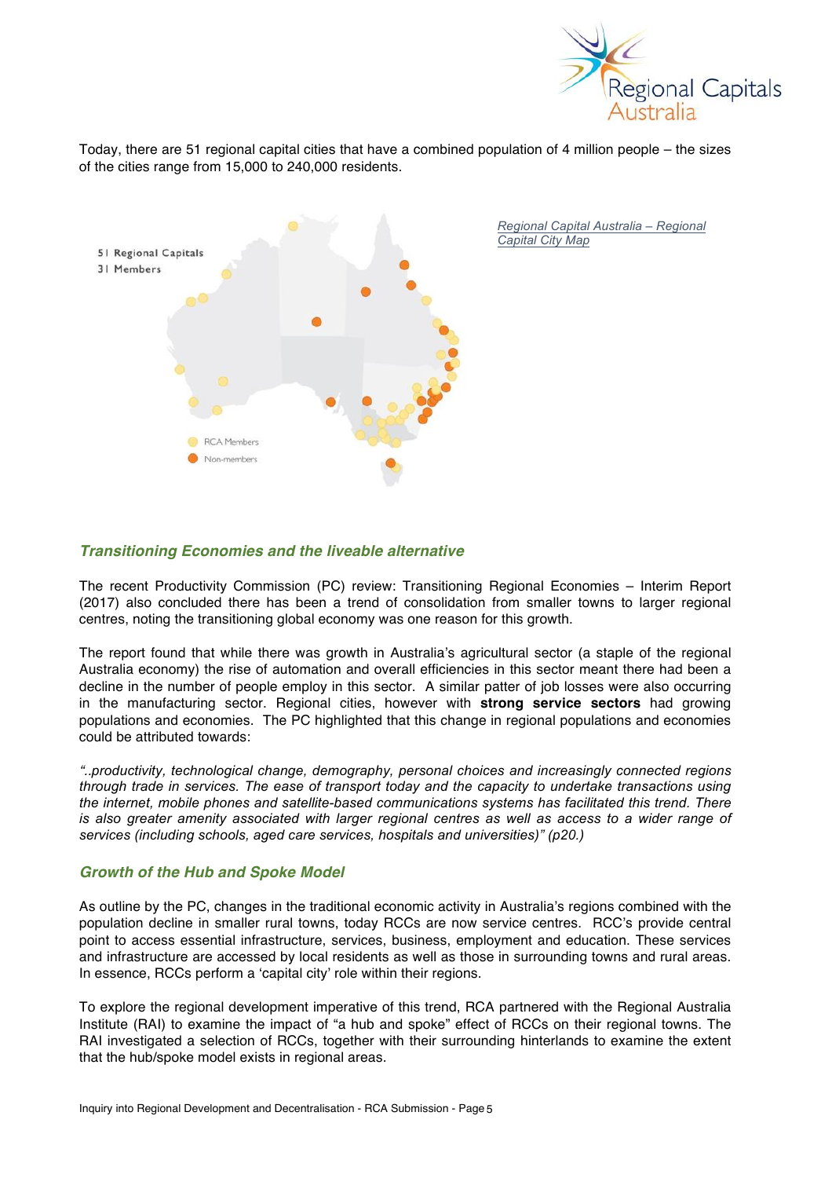Today, there are 51 regional capital cities that have a combined population of 4 million people – the sizes of the cities range from 15,000 to 240,000 residents.

*Regional Capital Australia – Regional Capital City Map*

## *Transitioning Economies and the liveable alternative*

The recent Productivity Commission (PC) review: Transitioning Regional Economies – Interim Report (2017) also concluded there has been a trend of consolidation from smaller towns to larger regional centres, noting the transitioning global economy was one reason for this growth.

The report found that while there was growth in Australia's agricultural sector (a staple of the regional Australia economy) the rise of automation and overall efficiencies in this sector meant there had been a decline in the number of people employ in this sector. A similar patter of job losses were also occurring in the manufacturing sector. Regional cities, however with **strong service sectors** had growing populations and economies. The PC highlighted that this change in regional populations and economies could be attributed towards:

*"..productivity, technological change, demography, personal choices and increasingly connected regions through trade in services. The ease of transport today and the capacity to undertake transactions using the internet, mobile phones and satellite-based communications systems has facilitated this trend. There is also greater amenity associated with larger regional centres as well as access to a wider range of services (including schools, aged care services, hospitals and universities)" (p20.)*

## *Growth of the Hub and Spoke Model*

As outline by the PC, changes in the traditional economic activity in Australia's regions combined with the population decline in smaller rural towns, today RCCs are now service centres. RCC's provide central point to access essential infrastructure, services, business, employment and education. These services and infrastructure are accessed by local residents as well as those in surrounding towns and rural areas. In essence, RCCs perform a 'capital city' role within their regions.

To explore the regional development imperative of this trend, RCA partnered with the Regional Australia Institute (RAI) to examine the impact of "a hub and spoke" effect of RCCs on their regional towns. The RAI investigated a selection of RCCs, together with their surrounding hinterlands to examine the extent that the hub/spoke model exists in regional areas.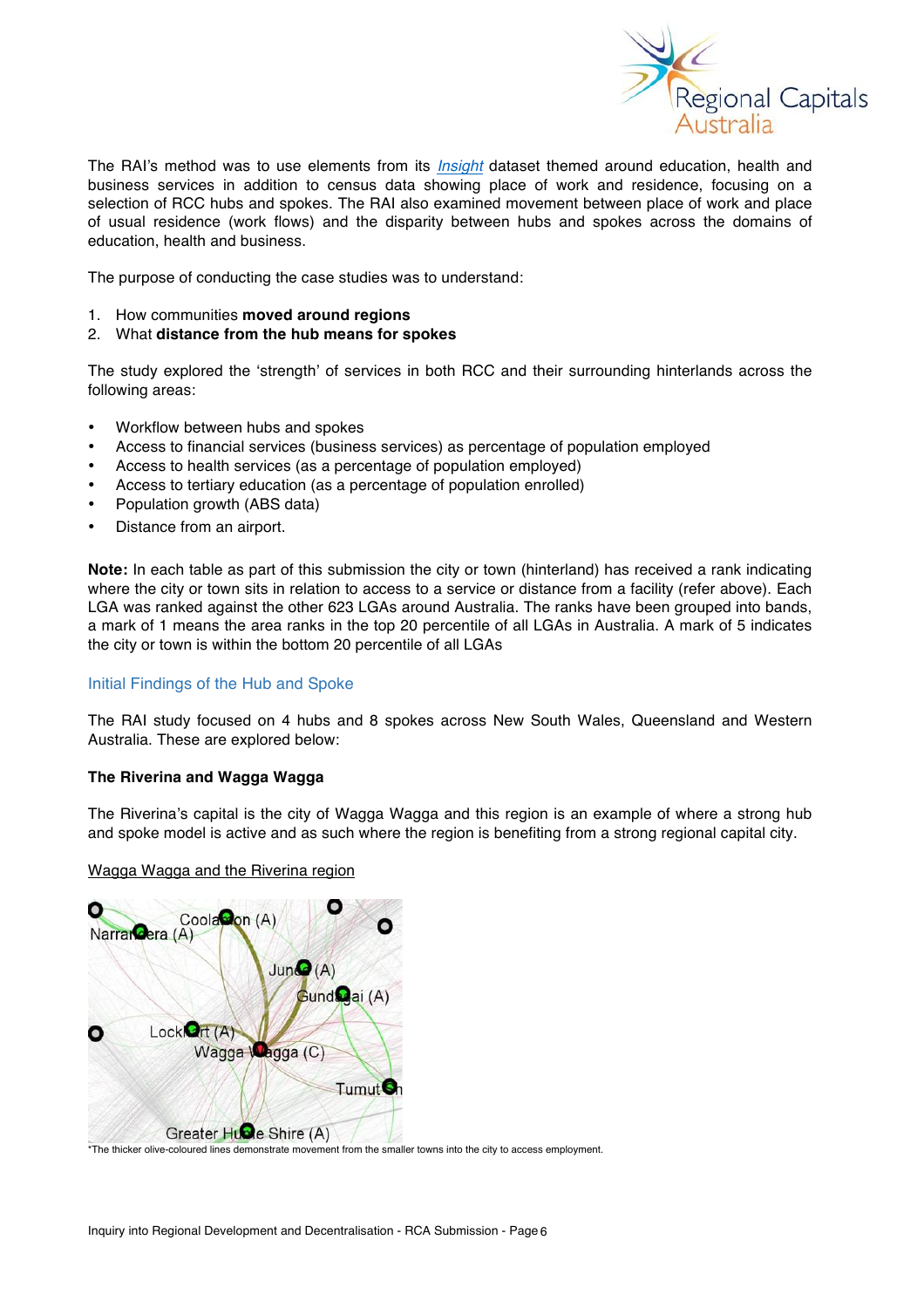The RAI's method was to use elements from its *Insight* dataset themed around education, health and business services in addition to census data showing place of work and residence, focusing on a selection of RCC hubs and spokes. The RAI also examined movement between place of work and place of usual residence (work flows) and the disparity between hubs and spokes across the domains of education, health and business.

The purpose of conducting the case studies was to understand:

1. How communities **moved around regions**
2. What **distance from the hub means for spokes**

The study explored the 'strength' of services in both RCC and their surrounding hinterlands across the following areas:

- Workflow between hubs and spokes
- Access to financial services (business services) as percentage of population employed
- Access to health services (as a percentage of population employed)
- Access to tertiary education (as a percentage of population enrolled)
- Population growth (ABS data)
- Distance from an airport.

**Note:** In each table as part of this submission the city or town (hinterland) has received a rank indicating where the city or town sits in relation to access to a service or distance from a facility (refer above). Each LGA was ranked against the other 623 LGAs around Australia. The ranks have been grouped into bands, a mark of 1 means the area ranks in the top 20 percentile of all LGAs in Australia. A mark of 5 indicates the city or town is within the bottom 20 percentile of all LGAs

## Initial Findings of the Hub and Spoke

The RAI study focused on 4 hubs and 8 spokes across New South Wales, Queensland and Western Australia. These are explored below:

### The Riverina and Wagga Wagga

The Riverina's capital is the city of Wagga Wagga and this region is an example of where a strong hub and spoke model is active and as such where the region is benefiting from a strong regional capital city.

Wagga Wagga and the Riverina region

*The thicker olive-coloured lines demonstrate movement from the smaller towns into the city to access employment.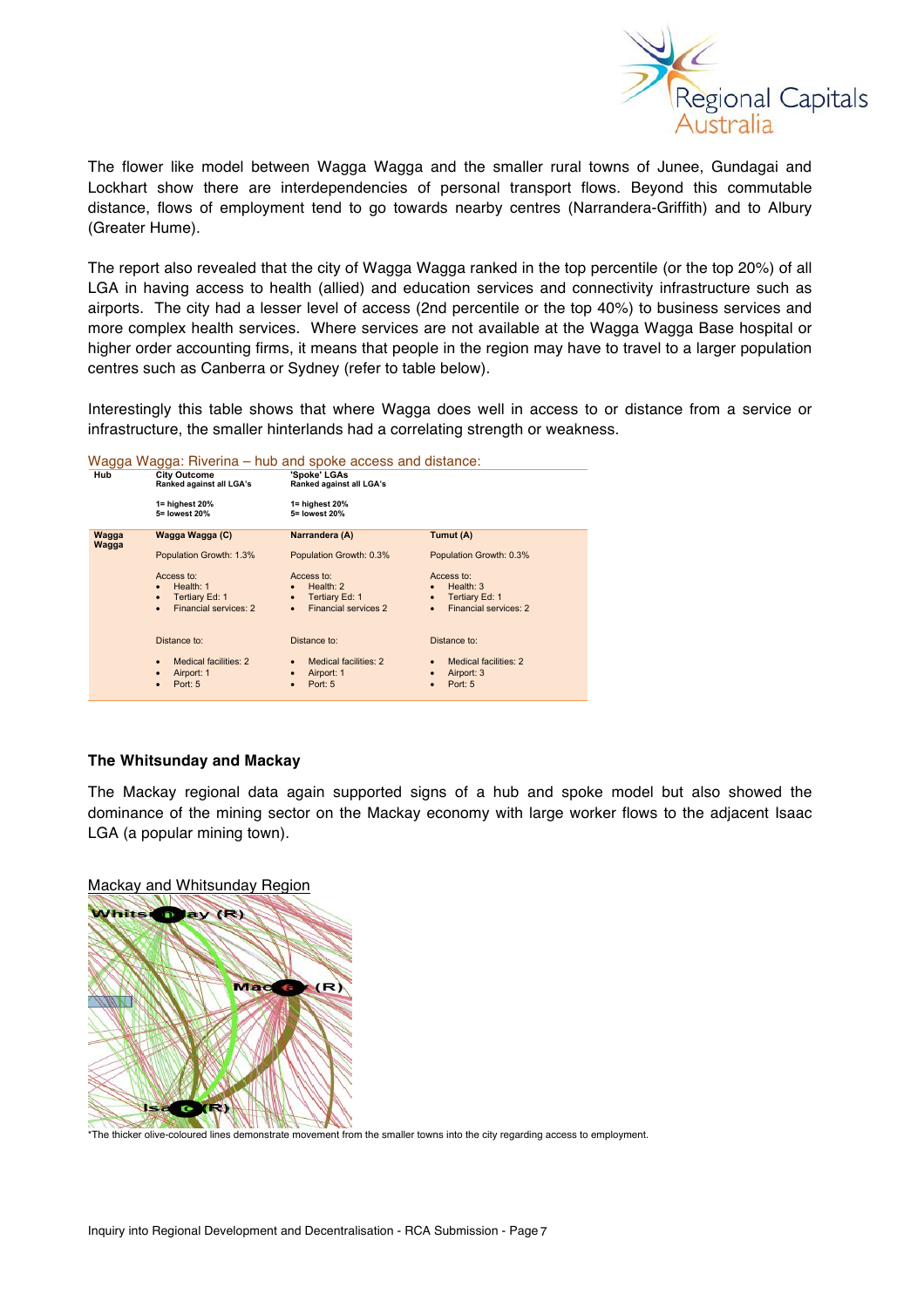The flower like model between Wagga Wagga and the smaller rural towns of Junee, Gundagai and Lockhart show there are interdependencies of personal transport flows. Beyond this commutable distance, flows of employment tend to go towards nearby centres (Narrandera-Griffith) and to Albury (Greater Hume).

The report also revealed that the city of Wagga Wagga ranked in the top percentile (or the top 20%) of all LGA in having access to health (allied) and education services and connectivity infrastructure such as airports. The city had a lesser level of access (2nd percentile or the top 40%) to business services and more complex health services. Where services are not available at the Wagga Wagga Base hospital or higher order accounting firms, it means that people in the region may have to travel to a larger population centres such as Canberra or Sydney (refer to table below).

Interestingly this table shows that where Wagga does well in access to or distance from a service or infrastructure, the smaller hinterlands had a correlating strength or weakness.

Wagga Wagga: Riverina – hub and spoke access and distance:

| Hub | City Outcome<br>Ranked against all LGA's<br><br>1= highest 20%<br>5= lowest 20% | 'Spoke' LGAs<br>Ranked against all LGA's<br><br>1= highest 20%<br>5= lowest 20% | |
|---|---|---|---|
| Wagga Wagga | **Wagga Wagga (C)**<br><br>Population Growth: 1.3%<br><br>Access to:<br>• Health: 1<br>• Tertiary Ed: 1<br>• Financial services: 2<br><br>Distance to:<br>• Medical facilities: 2<br>• Airport: 1<br>• Port: 5 | **Narrandera (A)**<br><br>Population Growth: 0.3%<br><br>Access to:<br>• Health: 2<br>• Tertiary Ed: 1<br>• Financial services 2<br><br>Distance to:<br>• Medical facilities: 2<br>• Airport: 1<br>• Port: 5 | **Tumut (A)**<br><br>Population Growth: 0.3%<br><br>Access to:<br>• Health: 3<br>• Tertiary Ed: 1<br>• Financial services: 2<br><br>Distance to:<br>• Medical facilities: 2<br>• Airport: 3<br>• Port: 5 |

**The Whitsunday and Mackay**

The Mackay regional data again supported signs of a hub and spoke model but also showed the dominance of the mining sector on the Mackay economy with large worker flows to the adjacent Isaac LGA (a popular mining town).

Mackay and Whitsunday Region

*The thicker olive-coloured lines demonstrate movement from the smaller towns into the city regarding access to employment.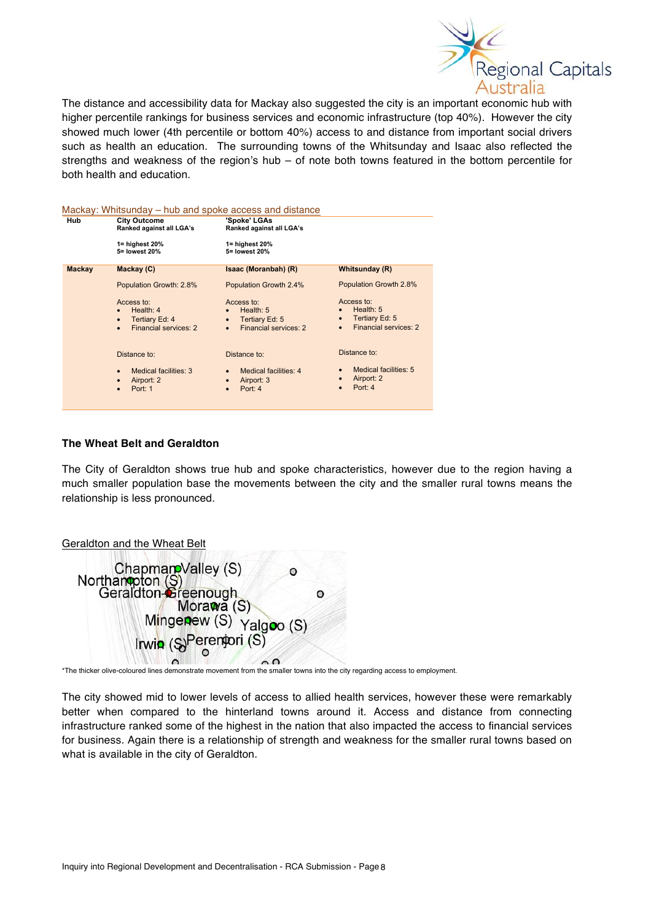The distance and accessibility data for Mackay also suggested the city is an important economic hub with higher percentile rankings for business services and economic infrastructure (top 40%). However the city showed much lower (4th percentile or bottom 40%) access to and distance from important social drivers such as health an education. The surrounding towns of the Whitsunday and Isaac also reflected the strengths and weakness of the region's hub – of note both towns featured in the bottom percentile for both health and education.

Mackay: Whitsunday – hub and spoke access and distance

| Hub | City Outcome<br>Ranked against all LGA's<br><br>1= highest 20%<br>5= lowest 20% | 'Spoke' LGAs<br>Ranked against all LGA's<br><br>1= highest 20%<br>5= lowest 20% | |
|---|---|---|---|
| **Mackay** | **Mackay (C)** | **Isaac (Moranbah) (R)** | **Whitsunday (R)** |
| | Population Growth: 2.8% | Population Growth 2.4% | Population Growth 2.8% |
| | Access to:<br>• Health: 4<br>• Tertiary Ed: 4<br>• Financial services: 2 | Access to:<br>• Health: 5<br>• Tertiary Ed: 5<br>• Financial services: 2 | Access to:<br>• Health: 5<br>• Tertiary Ed: 5<br>• Financial services: 2 |
| | Distance to:<br>• Medical facilities: 3<br>• Airport: 2<br>• Port: 1 | Distance to:<br>• Medical facilities: 4<br>• Airport: 3<br>• Port: 4 | Distance to:<br>• Medical facilities: 5<br>• Airport: 2<br>• Port: 4 |

**The Wheat Belt and Geraldton**

The City of Geraldton shows true hub and spoke characteristics, however due to the region having a much smaller population base the movements between the city and the smaller rural towns means the relationship is less pronounced.

Geraldton and the Wheat Belt

Chapman Valley (S)
Northampton (S)
Geraldton-Greenough
Morawa (S)
Mingenew (S) Yalgoo (S)
Irwin (S) Perenjori (S)

*The thicker olive-coloured lines demonstrate movement from the smaller towns into the city regarding access to employment.

The city showed mid to lower levels of access to allied health services, however these were remarkably better when compared to the hinterland towns around it. Access and distance from connecting infrastructure ranked some of the highest in the nation that also impacted the access to financial services for business. Again there is a relationship of strength and weakness for the smaller rural towns based on what is available in the city of Geraldton.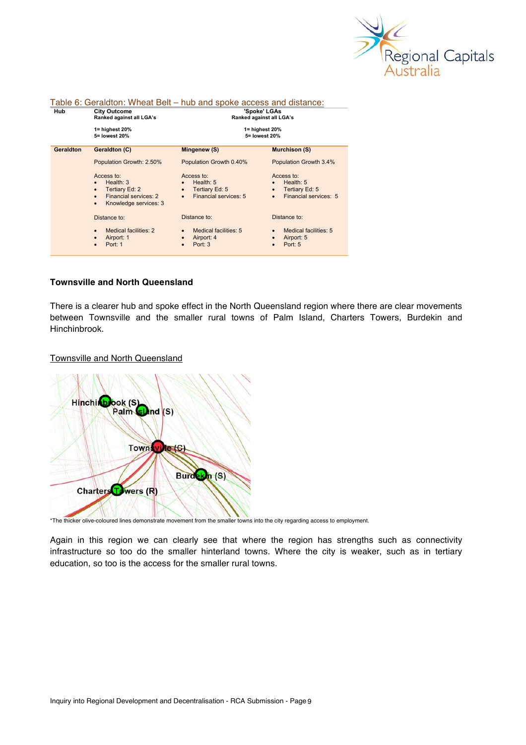Table 6: Geraldton: Wheat Belt – hub and spoke access and distance:

| Hub | City Outcome<br>Ranked against all LGA's<br><br>1= highest 20%<br>5= lowest 20% | 'Spoke' LGAs<br>Ranked against all LGA's<br><br>1= highest 20%<br>5= lowest 20% | |
|---|---|---|---|
| Geraldton | Geraldton (C) | Mingenew (S) | Murchison (S) |
| | Population Growth: 2.50% | Population Growth 0.40% | Population Growth 3.4% |
| | Access to:<br>• Health: 3<br>• Tertiary Ed: 2<br>• Financial services: 2<br>• Knowledge services: 3 | Access to:<br>• Health: 5<br>• Tertiary Ed: 5<br>• Financial services: 5 | Access to:<br>• Health: 5<br>• Tertiary Ed: 5<br>• Financial services: 5 |
| | Distance to:<br>• Medical facilities: 2<br>• Airport: 1<br>• Port: 1 | Distance to:<br>• Medical facilities: 5<br>• Airport: 4<br>• Port: 3 | Distance to:<br>• Medical facilities: 5<br>• Airport: 5<br>• Port: 5 |

**Townsville and North Queensland**

There is a clearer hub and spoke effect in the North Queensland region where there are clear movements between Townsville and the smaller rural towns of Palm Island, Charters Towers, Burdekin and Hinchinbrook.

Townsville and North Queensland

Hinchinbrook (S)
Palm Island (S)
Townsville (C)
Burdekin (S)
Charters Towers (R)

*The thicker olive-coloured lines demonstrate movement from the smaller towns into the city regarding access to employment.

Again in this region we can clearly see that where the region has strengths such as connectivity infrastructure so too do the smaller hinterland towns. Where the city is weaker, such as in tertiary education, so too is the access for the smaller rural towns.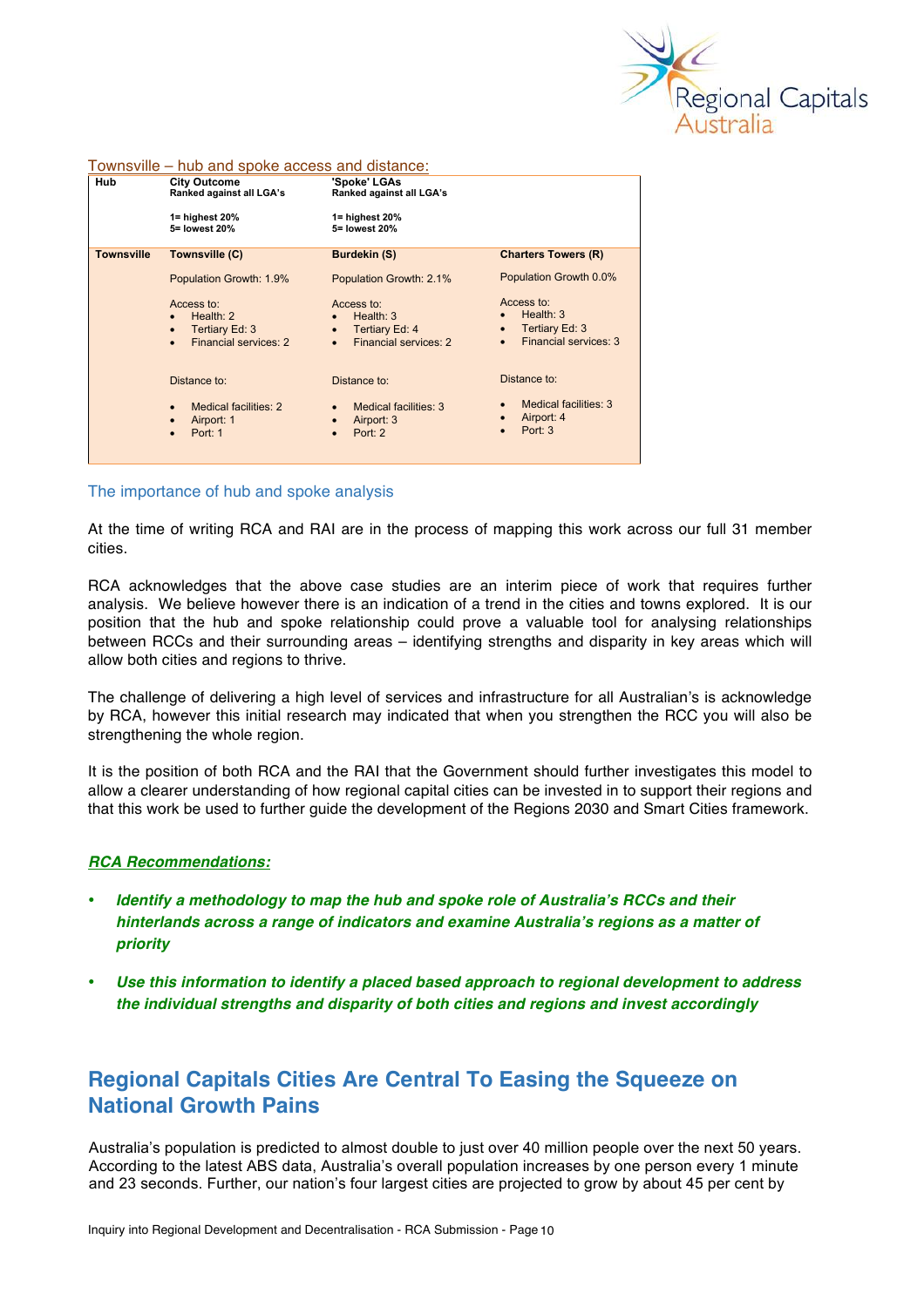Townsville – hub and spoke access and distance:

| Hub | City Outcome<br>Ranked against all LGA's<br><br>1= highest 20%<br>5= lowest 20% | 'Spoke' LGAs<br>Ranked against all LGA's<br><br>1= highest 20%<br>5= lowest 20% | |
|---|---|---|---|
| **Townsville** | **Townsville (C)**<br><br>Population Growth: 1.9%<br><br>Access to:<br>• Health: 2<br>• Tertiary Ed: 3<br>• Financial services: 2<br><br>Distance to:<br>• Medical facilities: 2<br>• Airport: 1<br>• Port: 1 | **Burdekin (S)**<br><br>Population Growth: 2.1%<br><br>Access to:<br>• Health: 3<br>• Tertiary Ed: 4<br>• Financial services: 2<br><br>Distance to:<br>• Medical facilities: 3<br>• Airport: 3<br>• Port: 2 | **Charters Towers (R)**<br><br>Population Growth 0.0%<br><br>Access to:<br>• Health: 3<br>• Tertiary Ed: 3<br>• Financial services: 3<br><br>Distance to:<br>• Medical facilities: 3<br>• Airport: 4<br>• Port: 3 |

### The importance of hub and spoke analysis

At the time of writing RCA and RAI are in the process of mapping this work across our full 31 member cities.

RCA acknowledges that the above case studies are an interim piece of work that requires further analysis. We believe however there is an indication of a trend in the cities and towns explored. It is our position that the hub and spoke relationship could prove a valuable tool for analysing relationships between RCCs and their surrounding areas – identifying strengths and disparity in key areas which will allow both cities and regions to thrive.

The challenge of delivering a high level of services and infrastructure for all Australian's is acknowledge by RCA, however this initial research may indicated that when you strengthen the RCC you will also be strengthening the whole region.

It is the position of both RCA and the RAI that the Government should further investigates this model to allow a clearer understanding of how regional capital cities can be invested in to support their regions and that this work be used to further guide the development of the Regions 2030 and Smart Cities framework.

***RCA Recommendations:***

- ***Identify a methodology to map the hub and spoke role of Australia's RCCs and their hinterlands across a range of indicators and examine Australia's regions as a matter of priority***
- ***Use this information to identify a placed based approach to regional development to address the individual strengths and disparity of both cities and regions and invest accordingly***

## Regional Capitals Cities Are Central To Easing the Squeeze on National Growth Pains

Australia's population is predicted to almost double to just over 40 million people over the next 50 years. According to the latest ABS data, Australia's overall population increases by one person every 1 minute and 23 seconds. Further, our nation's four largest cities are projected to grow by about 45 per cent by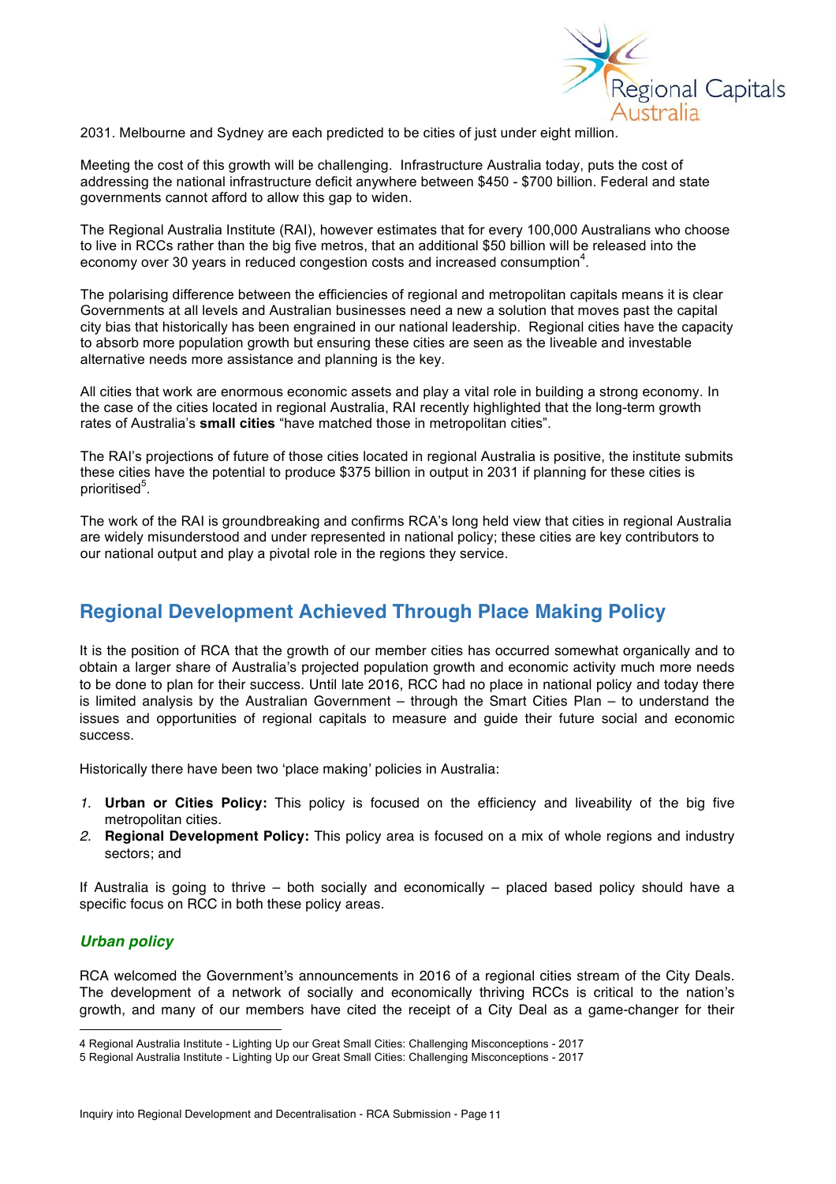2031. Melbourne and Sydney are each predicted to be cities of just under eight million.

Meeting the cost of this growth will be challenging. Infrastructure Australia today, puts the cost of addressing the national infrastructure deficit anywhere between $450 - $700 billion. Federal and state governments cannot afford to allow this gap to widen.

The Regional Australia Institute (RAI), however estimates that for every 100,000 Australians who choose to live in RCCs rather than the big five metros, that an additional $50 billion will be released into the economy over 30 years in reduced congestion costs and increased consumption[4].

The polarising difference between the efficiencies of regional and metropolitan capitals means it is clear Governments at all levels and Australian businesses need a new a solution that moves past the capital city bias that historically has been engrained in our national leadership. Regional cities have the capacity to absorb more population growth but ensuring these cities are seen as the liveable and investable alternative needs more assistance and planning is the key.

All cities that work are enormous economic assets and play a vital role in building a strong economy. In the case of the cities located in regional Australia, RAI recently highlighted that the long-term growth rates of Australia's **small cities** "have matched those in metropolitan cities".

The RAI's projections of future of those cities located in regional Australia is positive, the institute submits these cities have the potential to produce $375 billion in output in 2031 if planning for these cities is prioritised[5].

The work of the RAI is groundbreaking and confirms RCA's long held view that cities in regional Australia are widely misunderstood and under represented in national policy; these cities are key contributors to our national output and play a pivotal role in the regions they service.

## Regional Development Achieved Through Place Making Policy

It is the position of RCA that the growth of our member cities has occurred somewhat organically and to obtain a larger share of Australia's projected population growth and economic activity much more needs to be done to plan for their success. Until late 2016, RCC had no place in national policy and today there is limited analysis by the Australian Government – through the Smart Cities Plan – to understand the issues and opportunities of regional capitals to measure and guide their future social and economic success.

Historically there have been two 'place making' policies in Australia:

1. **Urban or Cities Policy:** This policy is focused on the efficiency and liveability of the big five metropolitan cities.
2. **Regional Development Policy:** This policy area is focused on a mix of whole regions and industry sectors; and

If Australia is going to thrive – both socially and economically – placed based policy should have a specific focus on RCC in both these policy areas.

### *Urban policy*

RCA welcomed the Government's announcements in 2016 of a regional cities stream of the City Deals. The development of a network of socially and economically thriving RCCs is critical to the nation's growth, and many of our members have cited the receipt of a City Deal as a game-changer for their

4 Regional Australia Institute - Lighting Up our Great Small Cities: Challenging Misconceptions - 2017

5 Regional Australia Institute - Lighting Up our Great Small Cities: Challenging Misconceptions - 2017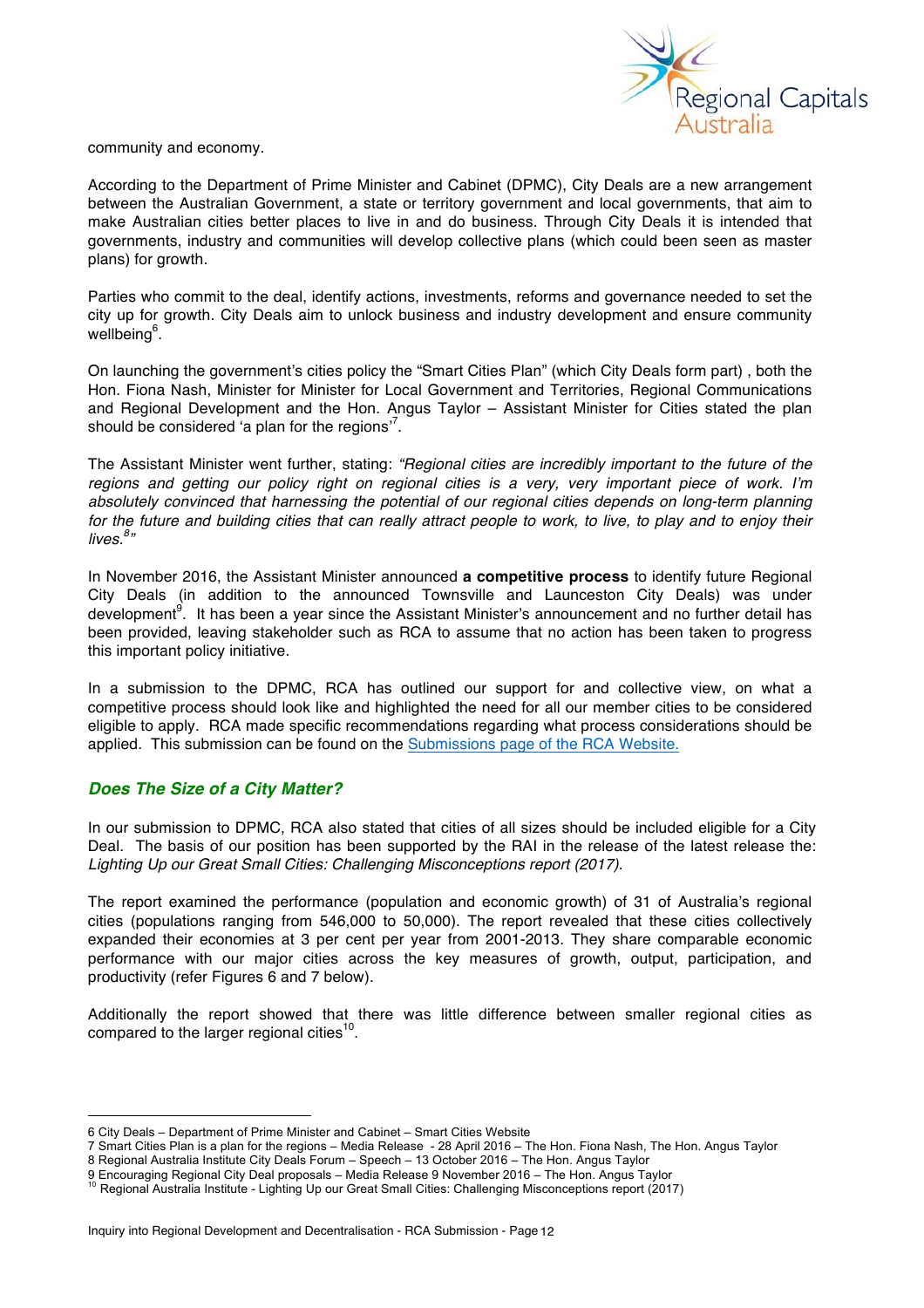community and economy.

According to the Department of Prime Minister and Cabinet (DPMC), City Deals are a new arrangement between the Australian Government, a state or territory government and local governments, that aim to make Australian cities better places to live in and do business. Through City Deals it is intended that governments, industry and communities will develop collective plans (which could been seen as master plans) for growth.

Parties who commit to the deal, identify actions, investments, reforms and governance needed to set the city up for growth. City Deals aim to unlock business and industry development and ensure community wellbeing[6].

On launching the government's cities policy the "Smart Cities Plan" (which City Deals form part) , both the Hon. Fiona Nash, Minister for Minister for Local Government and Territories, Regional Communications and Regional Development and the Hon. Angus Taylor – Assistant Minister for Cities stated the plan should be considered 'a plan for the regions'[7].

The Assistant Minister went further, stating: *"Regional cities are incredibly important to the future of the regions and getting our policy right on regional cities is a very, very important piece of work. I'm absolutely convinced that harnessing the potential of our regional cities depends on long-term planning for the future and building cities that can really attract people to work, to live, to play and to enjoy their lives.[8]"*

In November 2016, the Assistant Minister announced **a competitive process** to identify future Regional City Deals (in addition to the announced Townsville and Launceston City Deals) was under development[9]. It has been a year since the Assistant Minister's announcement and no further detail has been provided, leaving stakeholder such as RCA to assume that no action has been taken to progress this important policy initiative.

In a submission to the DPMC, RCA has outlined our support for and collective view, on what a competitive process should look like and highlighted the need for all our member cities to be considered eligible to apply. RCA made specific recommendations regarding what process considerations should be applied. This submission can be found on the Submissions page of the RCA Website.

### *Does The Size of a City Matter?*

In our submission to DPMC, RCA also stated that cities of all sizes should be included eligible for a City Deal. The basis of our position has been supported by the RAI in the release of the latest release the: *Lighting Up our Great Small Cities: Challenging Misconceptions report (2017).*

The report examined the performance (population and economic growth) of 31 of Australia's regional cities (populations ranging from 546,000 to 50,000). The report revealed that these cities collectively expanded their economies at 3 per cent per year from 2001-2013. They share comparable economic performance with our major cities across the key measures of growth, output, participation, and productivity (refer Figures 6 and 7 below).

Additionally the report showed that there was little difference between smaller regional cities as compared to the larger regional cities[10].

---

6 City Deals – Department of Prime Minister and Cabinet – Smart Cities Website
7 Smart Cities Plan is a plan for the regions – Media Release - 28 April 2016 – The Hon. Fiona Nash, The Hon. Angus Taylor
8 Regional Australia Institute City Deals Forum – Speech – 13 October 2016 – The Hon. Angus Taylor
9 Encouraging Regional City Deal proposals – Media Release 9 November 2016 – The Hon. Angus Taylor
10 Regional Australia Institute - Lighting Up our Great Small Cities: Challenging Misconceptions report (2017)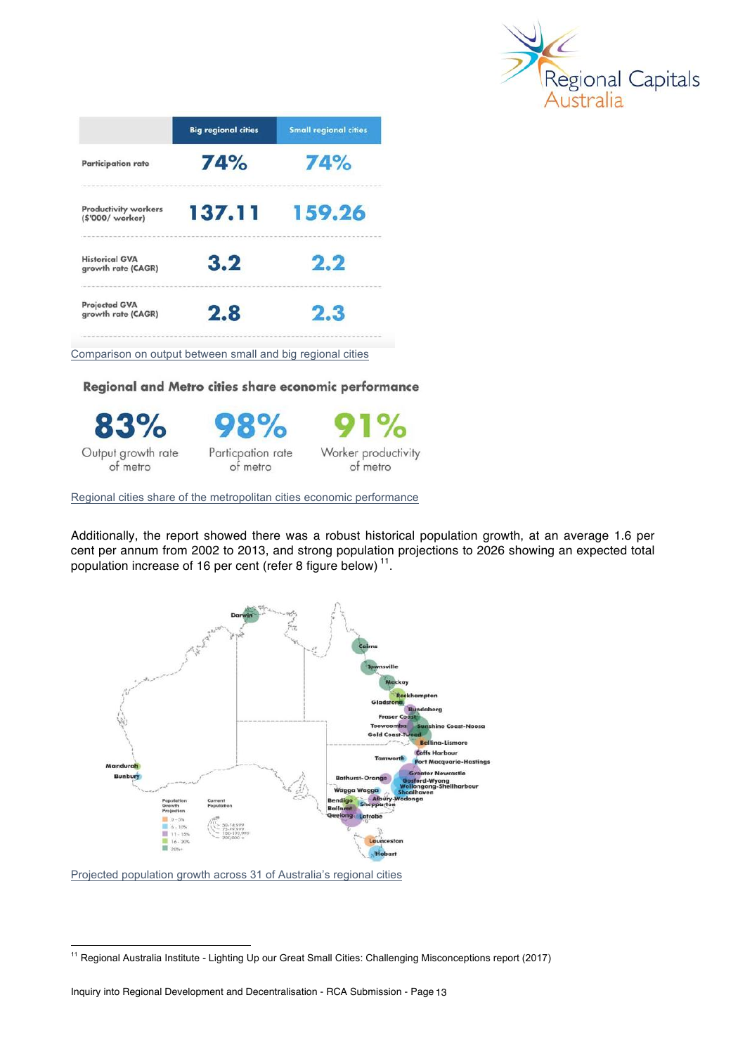| | Big regional cities | Small regional cities |
|---|---|---|
| Participation rate | 74% | 74% |
| Productivity workers ($'000/ worker) | 137.11 | 159.26 |
| Historical GVA growth rate (CAGR) | 3.2 | 2.2 |
| Projected GVA growth rate (CAGR) | 2.8 | 2.3 |

Comparison on output between small and big regional cities

**Regional and Metro cities share economic performance**

| 83% | 98% | 91% |
|---|---|---|
| Output growth rate of metro | Particpation rate of metro | Worker productivity of metro |

Regional cities share of the metropolitan cities economic performance

Additionally, the report showed there was a robust historical population growth, at an average 1.6 per cent per annum from 2002 to 2013, and strong population projections to 2026 showing an expected total population increase of 16 per cent (refer 8 figure below) [11].

Projected population growth across 31 of Australia's regional cities

[11] Regional Australia Institute - Lighting Up our Great Small Cities: Challenging Misconceptions report (2017)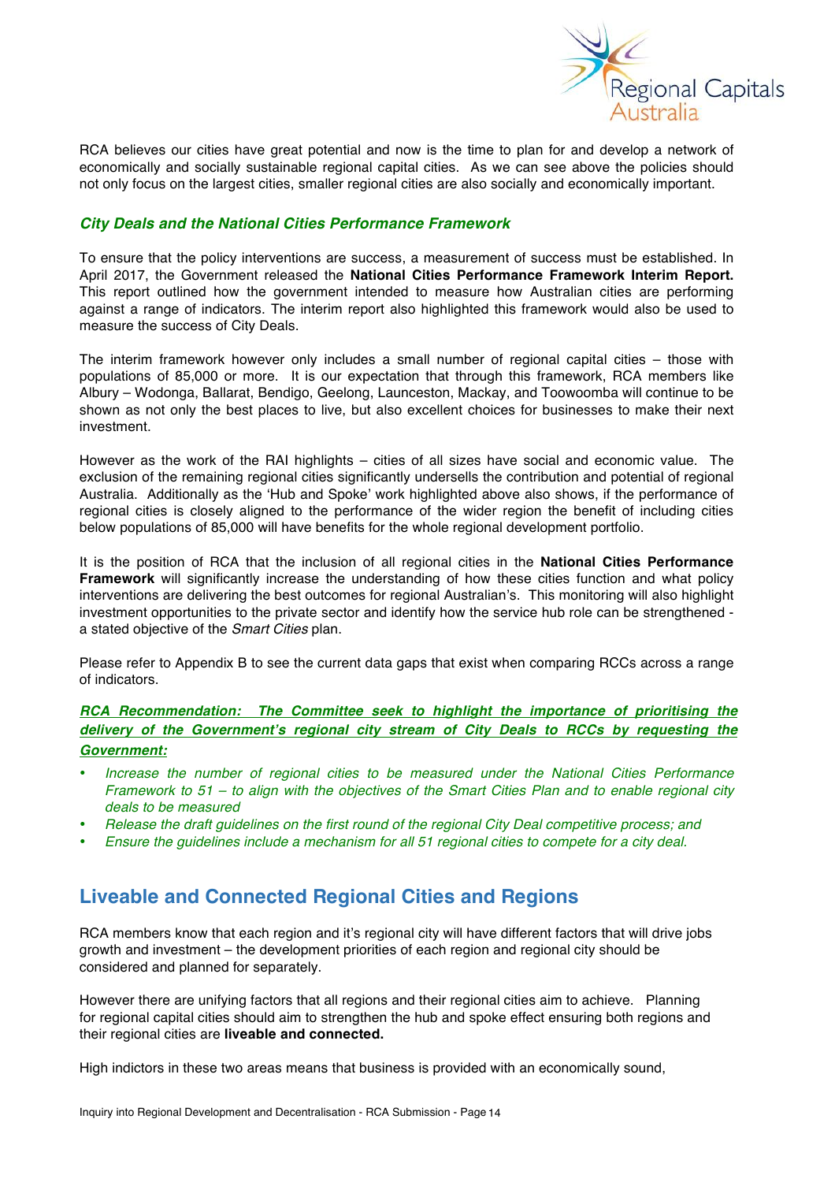RCA believes our cities have great potential and now is the time to plan for and develop a network of economically and socially sustainable regional capital cities. As we can see above the policies should not only focus on the largest cities, smaller regional cities are also socially and economically important.

### *City Deals and the National Cities Performance Framework*

To ensure that the policy interventions are success, a measurement of success must be established. In April 2017, the Government released the **National Cities Performance Framework Interim Report.** This report outlined how the government intended to measure how Australian cities are performing against a range of indicators. The interim report also highlighted this framework would also be used to measure the success of City Deals.

The interim framework however only includes a small number of regional capital cities – those with populations of 85,000 or more. It is our expectation that through this framework, RCA members like Albury – Wodonga, Ballarat, Bendigo, Geelong, Launceston, Mackay, and Toowoomba will continue to be shown as not only the best places to live, but also excellent choices for businesses to make their next investment.

However as the work of the RAI highlights – cities of all sizes have social and economic value. The exclusion of the remaining regional cities significantly undersells the contribution and potential of regional Australia. Additionally as the 'Hub and Spoke' work highlighted above also shows, if the performance of regional cities is closely aligned to the performance of the wider region the benefit of including cities below populations of 85,000 will have benefits for the whole regional development portfolio.

It is the position of RCA that the inclusion of all regional cities in the **National Cities Performance Framework** will significantly increase the understanding of how these cities function and what policy interventions are delivering the best outcomes for regional Australian's. This monitoring will also highlight investment opportunities to the private sector and identify how the service hub role can be strengthened - a stated objective of the *Smart Cities* plan.

Please refer to Appendix B to see the current data gaps that exist when comparing RCCs across a range of indicators.

***RCA Recommendation: The Committee seek to highlight the importance of prioritising the delivery of the Government's regional city stream of City Deals to RCCs by requesting the Government:***

- *Increase the number of regional cities to be measured under the National Cities Performance Framework to 51 – to align with the objectives of the Smart Cities Plan and to enable regional city deals to be measured*
- *Release the draft guidelines on the first round of the regional City Deal competitive process; and*
- *Ensure the guidelines include a mechanism for all 51 regional cities to compete for a city deal.*

## Liveable and Connected Regional Cities and Regions

RCA members know that each region and it's regional city will have different factors that will drive jobs growth and investment – the development priorities of each region and regional city should be considered and planned for separately.

However there are unifying factors that all regions and their regional cities aim to achieve. Planning for regional capital cities should aim to strengthen the hub and spoke effect ensuring both regions and their regional cities are **liveable and connected.**

High indictors in these two areas means that business is provided with an economically sound,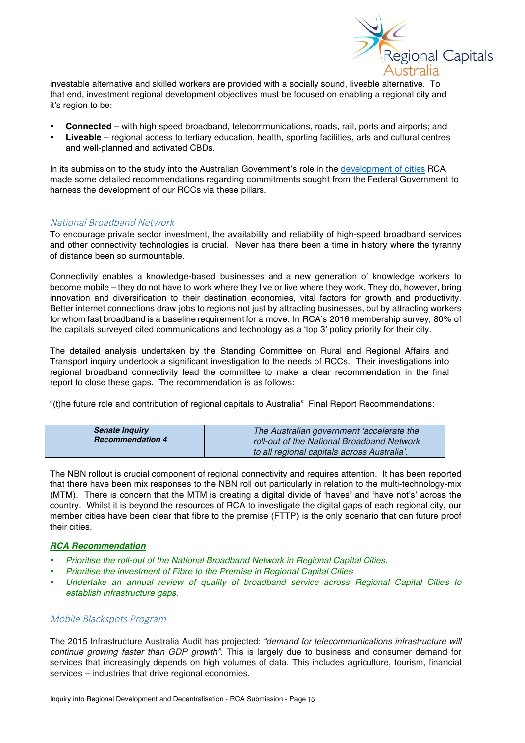investable alternative and skilled workers are provided with a socially sound, liveable alternative. To that end, investment regional development objectives must be focused on enabling a regional city and it's region to be:

- **Connected** – with high speed broadband, telecommunications, roads, rail, ports and airports; and
- **Liveable** – regional access to tertiary education, health, sporting facilities, arts and cultural centres and well-planned and activated CBDs.

In its submission to the study into the Australian Government's role in the development of cities RCA made some detailed recommendations regarding commitments sought from the Federal Government to harness the development of our RCCs via these pillars.

## National Broadband Network

To encourage private sector investment, the availability and reliability of high-speed broadband services and other connectivity technologies is crucial. Never has there been a time in history where the tyranny of distance been so surmountable.

Connectivity enables a knowledge-based businesses and a new generation of knowledge workers to become mobile – they do not have to work where they live or live where they work. They do, however, bring innovation and diversification to their destination economies, vital factors for growth and productivity. Better internet connections draw jobs to regions not just by attracting businesses, but by attracting workers for whom fast broadband is a baseline requirement for a move. In RCA's 2016 membership survey, 80% of the capitals surveyed cited communications and technology as a 'top 3' policy priority for their city.

The detailed analysis undertaken by the Standing Committee on Rural and Regional Affairs and Transport inquiry undertook a significant investigation to the needs of RCCs. Their investigations into regional broadband connectivity lead the committee to make a clear recommendation in the final report to close these gaps. The recommendation is as follows:

"(t)he future role and contribution of regional capitals to Australia" Final Report Recommendations:

| ***Senate Inquiry Recommendation 4*** | *The Australian government 'accelerate the roll-out of the National Broadband Network to all regional capitals across Australia'.* |
|---|---|

The NBN rollout is crucial component of regional connectivity and requires attention. It has been reported that there have been mix responses to the NBN roll out particularly in relation to the multi-technology-mix (MTM). There is concern that the MTM is creating a digital divide of 'haves' and 'have not's' across the country. Whilst it is beyond the resources of RCA to investigate the digital gaps of each regional city, our member cities have been clear that fibre to the premise (FTTP) is the only scenario that can future proof their cities.

***RCA Recommendation***

- *Prioritise the roll-out of the National Broadband Network in Regional Capital Cities.*
- *Prioritise the investment of Fibre to the Premise in Regional Capital Cities*
- *Undertake an annual review of quality of broadband service across Regional Capital Cities to establish infrastructure gaps.*

## Mobile Blackspots Program

The 2015 Infrastructure Australia Audit has projected: *"demand for telecommunications infrastructure will continue growing faster than GDP growth"*. This is largely due to business and consumer demand for services that increasingly depends on high volumes of data. This includes agriculture, tourism, financial services – industries that drive regional economies.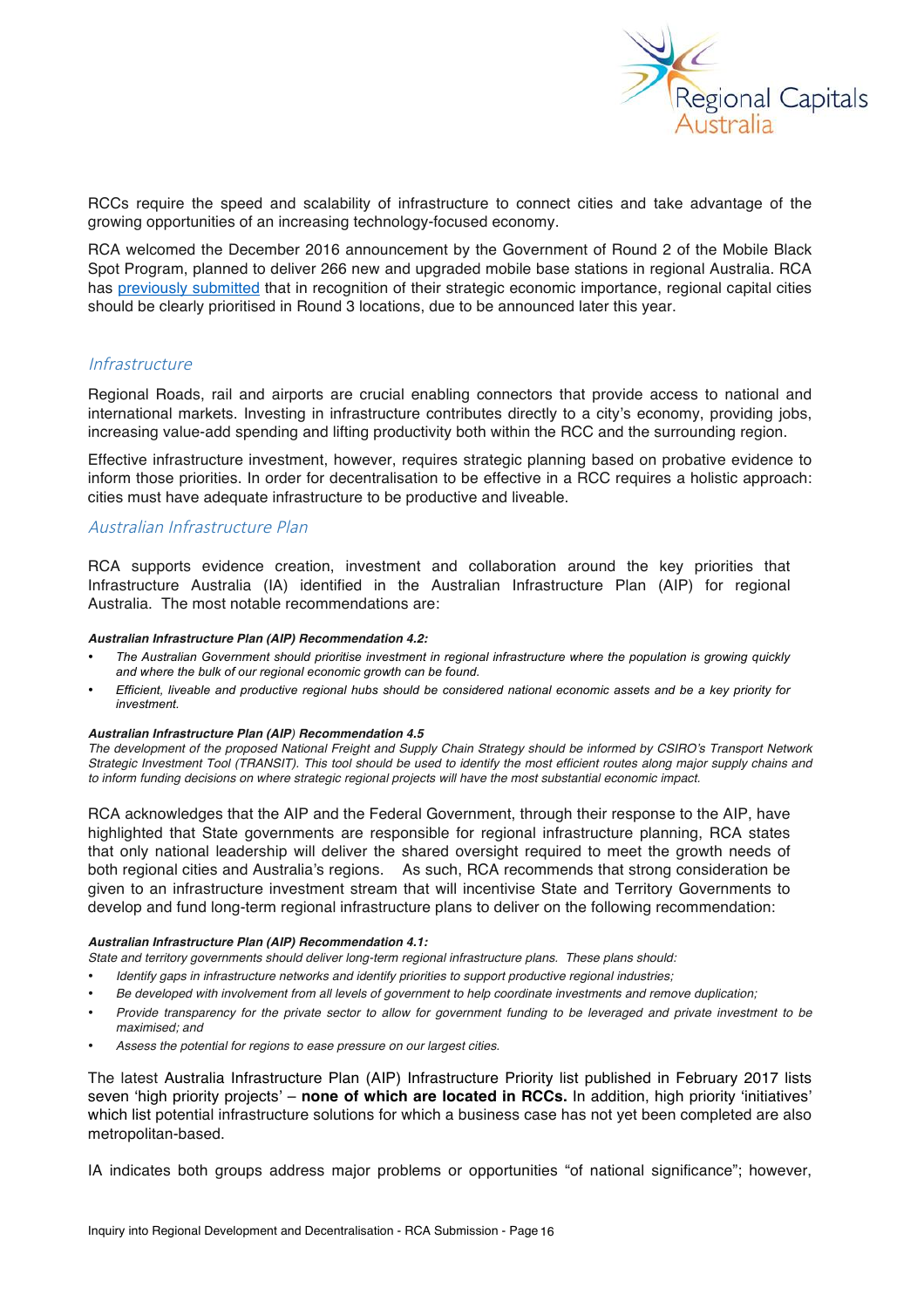RCCs require the speed and scalability of infrastructure to connect cities and take advantage of the growing opportunities of an increasing technology-focused economy.

RCA welcomed the December 2016 announcement by the Government of Round 2 of the Mobile Black Spot Program, planned to deliver 266 new and upgraded mobile base stations in regional Australia. RCA has [previously submitted]() that in recognition of their strategic economic importance, regional capital cities should be clearly prioritised in Round 3 locations, due to be announced later this year.

## *Infrastructure*

Regional Roads, rail and airports are crucial enabling connectors that provide access to national and international markets. Investing in infrastructure contributes directly to a city's economy, providing jobs, increasing value-add spending and lifting productivity both within the RCC and the surrounding region.

Effective infrastructure investment, however, requires strategic planning based on probative evidence to inform those priorities. In order for decentralisation to be effective in a RCC requires a holistic approach: cities must have adequate infrastructure to be productive and liveable.

### *Australian Infrastructure Plan*

RCA supports evidence creation, investment and collaboration around the key priorities that Infrastructure Australia (IA) identified in the Australian Infrastructure Plan (AIP) for regional Australia. The most notable recommendations are:

***Australian Infrastructure Plan (AIP) Recommendation 4.2:***

- *The Australian Government should prioritise investment in regional infrastructure where the population is growing quickly and where the bulk of our regional economic growth can be found.*
- *Efficient, liveable and productive regional hubs should be considered national economic assets and be a key priority for investment.*

***Australian Infrastructure Plan (AIP) Recommendation 4.5***

*The development of the proposed National Freight and Supply Chain Strategy should be informed by CSIRO's Transport Network Strategic Investment Tool (TRANSIT). This tool should be used to identify the most efficient routes along major supply chains and to inform funding decisions on where strategic regional projects will have the most substantial economic impact.*

RCA acknowledges that the AIP and the Federal Government, through their response to the AIP, have highlighted that State governments are responsible for regional infrastructure planning, RCA states that only national leadership will deliver the shared oversight required to meet the growth needs of both regional cities and Australia's regions. As such, RCA recommends that strong consideration be given to an infrastructure investment stream that will incentivise State and Territory Governments to develop and fund long-term regional infrastructure plans to deliver on the following recommendation:

***Australian Infrastructure Plan (AIP) Recommendation 4.1:***

*State and territory governments should deliver long-term regional infrastructure plans. These plans should:*

- *Identify gaps in infrastructure networks and identify priorities to support productive regional industries;*
- *Be developed with involvement from all levels of government to help coordinate investments and remove duplication;*
- *Provide transparency for the private sector to allow for government funding to be leveraged and private investment to be maximised; and*
- *Assess the potential for regions to ease pressure on our largest cities.*

The latest Australia Infrastructure Plan (AIP) Infrastructure Priority list published in February 2017 lists seven 'high priority projects' – **none of which are located in RCCs.** In addition, high priority 'initiatives' which list potential infrastructure solutions for which a business case has not yet been completed are also metropolitan-based.

IA indicates both groups address major problems or opportunities "of national significance"; however,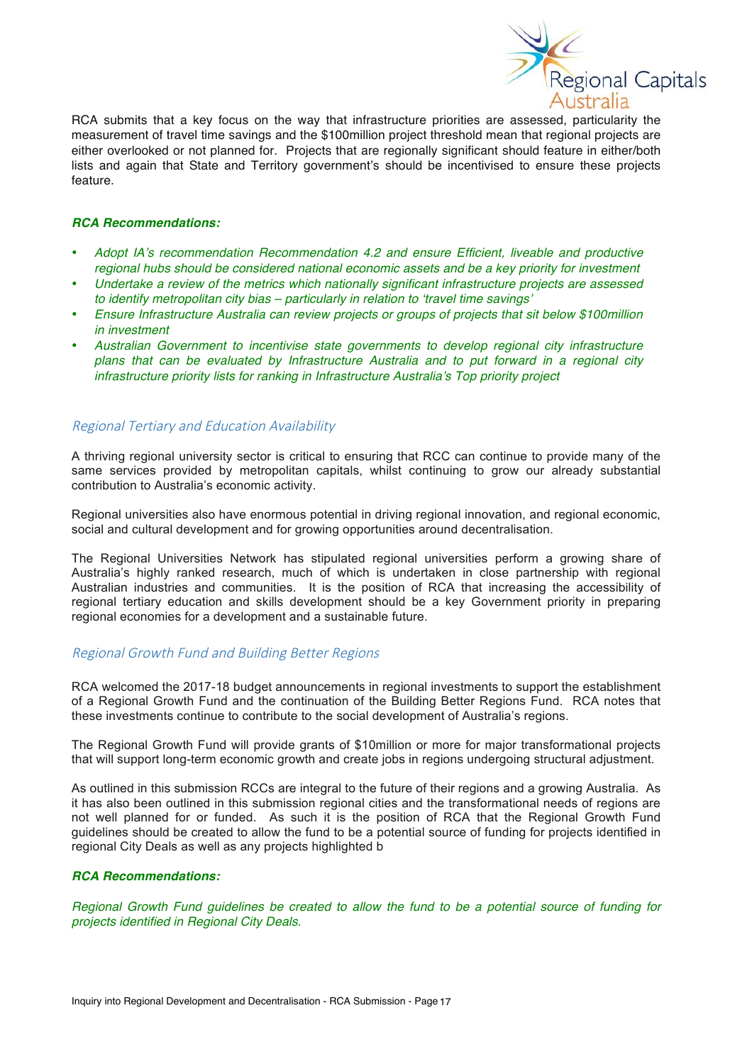RCA submits that a key focus on the way that infrastructure priorities are assessed, particularity the measurement of travel time savings and the $100million project threshold mean that regional projects are either overlooked or not planned for. Projects that are regionally significant should feature in either/both lists and again that State and Territory government's should be incentivised to ensure these projects feature.

***RCA Recommendations:***

- *Adopt IA's recommendation Recommendation 4.2 and ensure Efficient, liveable and productive regional hubs should be considered national economic assets and be a key priority for investment*
- *Undertake a review of the metrics which nationally significant infrastructure projects are assessed to identify metropolitan city bias – particularly in relation to 'travel time savings'*
- *Ensure Infrastructure Australia can review projects or groups of projects that sit below $100million in investment*
- *Australian Government to incentivise state governments to develop regional city infrastructure plans that can be evaluated by Infrastructure Australia and to put forward in a regional city infrastructure priority lists for ranking in Infrastructure Australia's Top priority project*

## Regional Tertiary and Education Availability

A thriving regional university sector is critical to ensuring that RCC can continue to provide many of the same services provided by metropolitan capitals, whilst continuing to grow our already substantial contribution to Australia's economic activity.

Regional universities also have enormous potential in driving regional innovation, and regional economic, social and cultural development and for growing opportunities around decentralisation.

The Regional Universities Network has stipulated regional universities perform a growing share of Australia's highly ranked research, much of which is undertaken in close partnership with regional Australian industries and communities. It is the position of RCA that increasing the accessibility of regional tertiary education and skills development should be a key Government priority in preparing regional economies for a development and a sustainable future.

## Regional Growth Fund and Building Better Regions

RCA welcomed the 2017-18 budget announcements in regional investments to support the establishment of a Regional Growth Fund and the continuation of the Building Better Regions Fund. RCA notes that these investments continue to contribute to the social development of Australia's regions.

The Regional Growth Fund will provide grants of $10million or more for major transformational projects that will support long-term economic growth and create jobs in regions undergoing structural adjustment.

As outlined in this submission RCCs are integral to the future of their regions and a growing Australia. As it has also been outlined in this submission regional cities and the transformational needs of regions are not well planned for or funded. As such it is the position of RCA that the Regional Growth Fund guidelines should be created to allow the fund to be a potential source of funding for projects identified in regional City Deals as well as any projects highlighted b

***RCA Recommendations:***

*Regional Growth Fund guidelines be created to allow the fund to be a potential source of funding for projects identified in Regional City Deals.*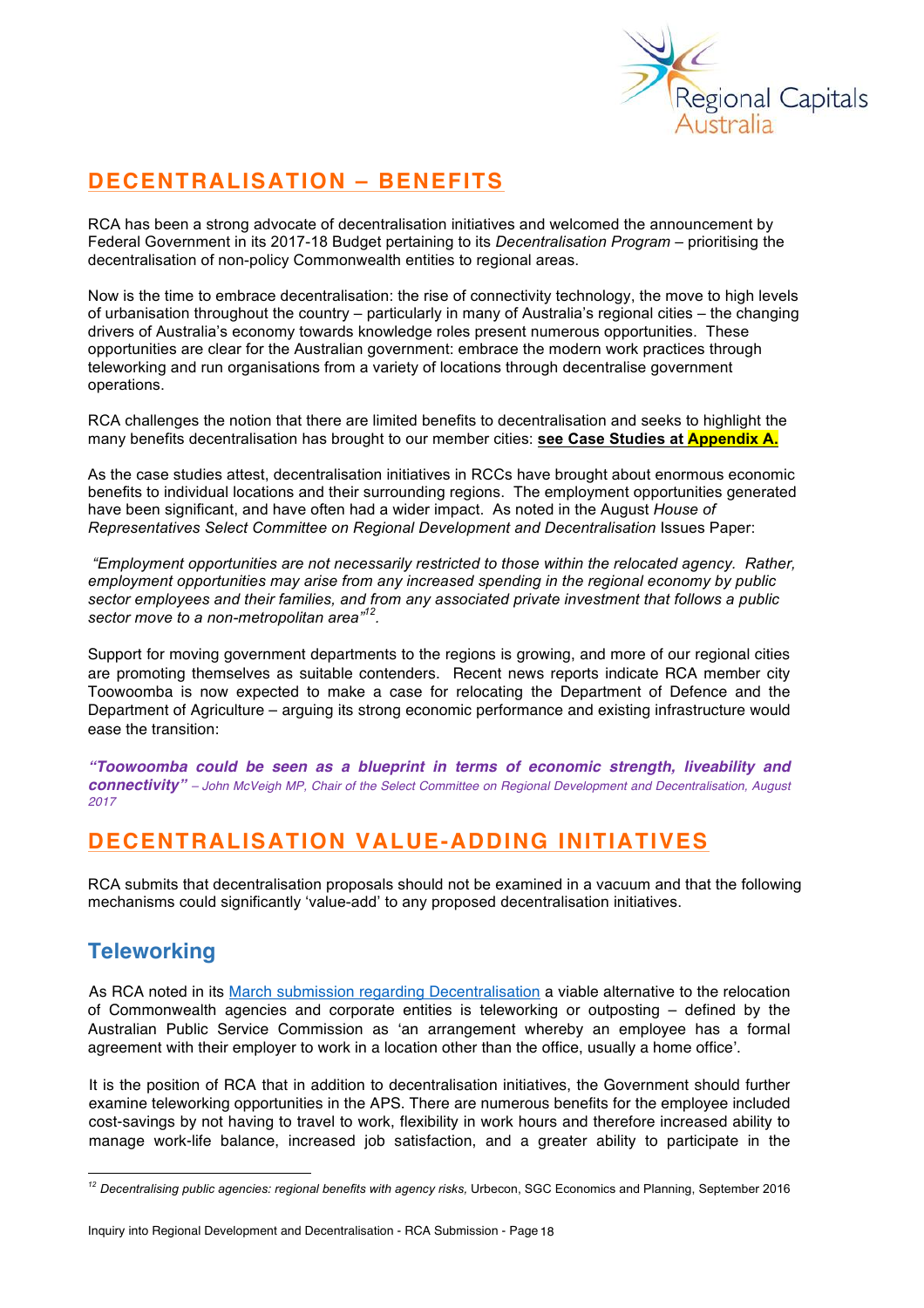## DECENTRALISATION – BENEFITS

RCA has been a strong advocate of decentralisation initiatives and welcomed the announcement by Federal Government in its 2017-18 Budget pertaining to its *Decentralisation Program* – prioritising the decentralisation of non-policy Commonwealth entities to regional areas.

Now is the time to embrace decentralisation: the rise of connectivity technology, the move to high levels of urbanisation throughout the country – particularly in many of Australia's regional cities – the changing drivers of Australia's economy towards knowledge roles present numerous opportunities. These opportunities are clear for the Australian government: embrace the modern work practices through teleworking and run organisations from a variety of locations through decentralise government operations.

RCA challenges the notion that there are limited benefits to decentralisation and seeks to highlight the many benefits decentralisation has brought to our member cities: **see Case Studies at Appendix A.**

As the case studies attest, decentralisation initiatives in RCCs have brought about enormous economic benefits to individual locations and their surrounding regions. The employment opportunities generated have been significant, and have often had a wider impact. As noted in the August *House of Representatives Select Committee on Regional Development and Decentralisation* Issues Paper:

*"Employment opportunities are not necessarily restricted to those within the relocated agency. Rather, employment opportunities may arise from any increased spending in the regional economy by public sector employees and their families, and from any associated private investment that follows a public sector move to a non-metropolitan area"*[12].

Support for moving government departments to the regions is growing, and more of our regional cities are promoting themselves as suitable contenders. Recent news reports indicate RCA member city Toowoomba is now expected to make a case for relocating the Department of Defence and the Department of Agriculture – arguing its strong economic performance and existing infrastructure would ease the transition:

***"Toowoomba could be seen as a blueprint in terms of economic strength, liveability and connectivity"*** *– John McVeigh MP, Chair of the Select Committee on Regional Development and Decentralisation, August 2017*

## DECENTRALISATION VALUE-ADDING INITIATIVES

RCA submits that decentralisation proposals should not be examined in a vacuum and that the following mechanisms could significantly 'value-add' to any proposed decentralisation initiatives.

### Teleworking

As RCA noted in its March submission regarding Decentralisation a viable alternative to the relocation of Commonwealth agencies and corporate entities is teleworking or outposting – defined by the Australian Public Service Commission as 'an arrangement whereby an employee has a formal agreement with their employer to work in a location other than the office, usually a home office'.

It is the position of RCA that in addition to decentralisation initiatives, the Government should further examine teleworking opportunities in the APS. There are numerous benefits for the employee included cost-savings by not having to travel to work, flexibility in work hours and therefore increased ability to manage work-life balance, increased job satisfaction, and a greater ability to participate in the

[12] *Decentralising public agencies: regional benefits with agency risks,* Urbecon, SGC Economics and Planning, September 2016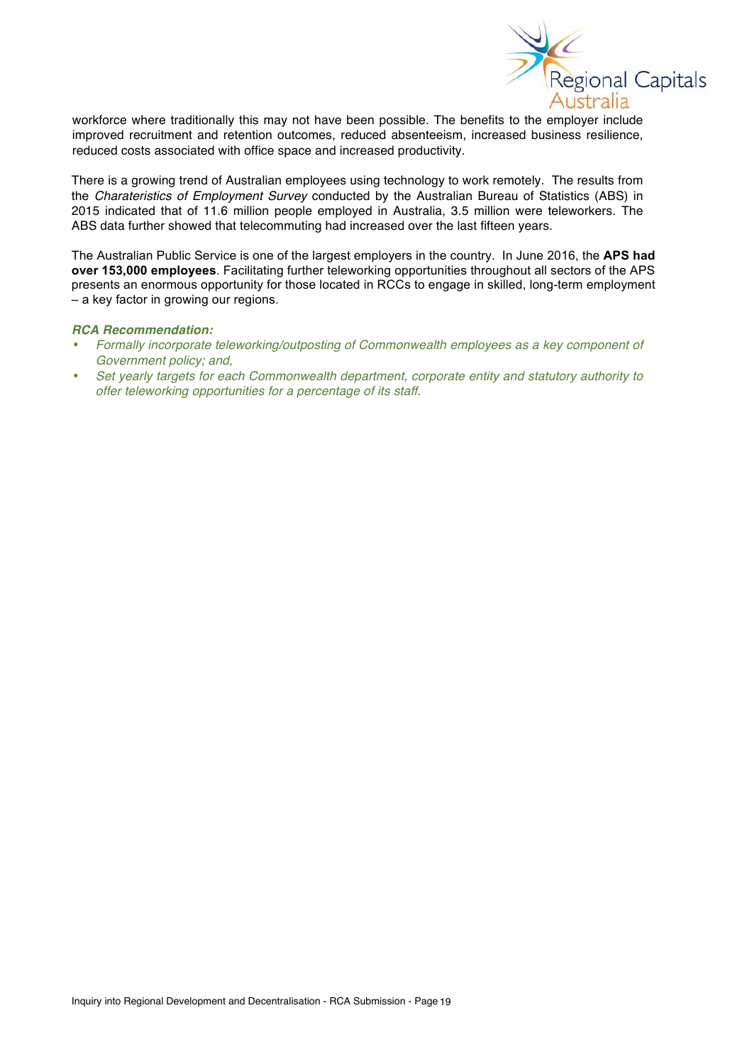workforce where traditionally this may not have been possible. The benefits to the employer include improved recruitment and retention outcomes, reduced absenteeism, increased business resilience, reduced costs associated with office space and increased productivity.

There is a growing trend of Australian employees using technology to work remotely. The results from the *Charateristics of Employment Survey* conducted by the Australian Bureau of Statistics (ABS) in 2015 indicated that of 11.6 million people employed in Australia, 3.5 million were teleworkers. The ABS data further showed that telecommuting had increased over the last fifteen years.

The Australian Public Service is one of the largest employers in the country. In June 2016, the **APS had over 153,000 employees**. Facilitating further teleworking opportunities throughout all sectors of the APS presents an enormous opportunity for those located in RCCs to engage in skilled, long-term employment – a key factor in growing our regions.

***RCA Recommendation:***

- *Formally incorporate teleworking/outposting of Commonwealth employees as a key component of Government policy; and,*
- *Set yearly targets for each Commonwealth department, corporate entity and statutory authority to offer teleworking opportunities for a percentage of its staff.*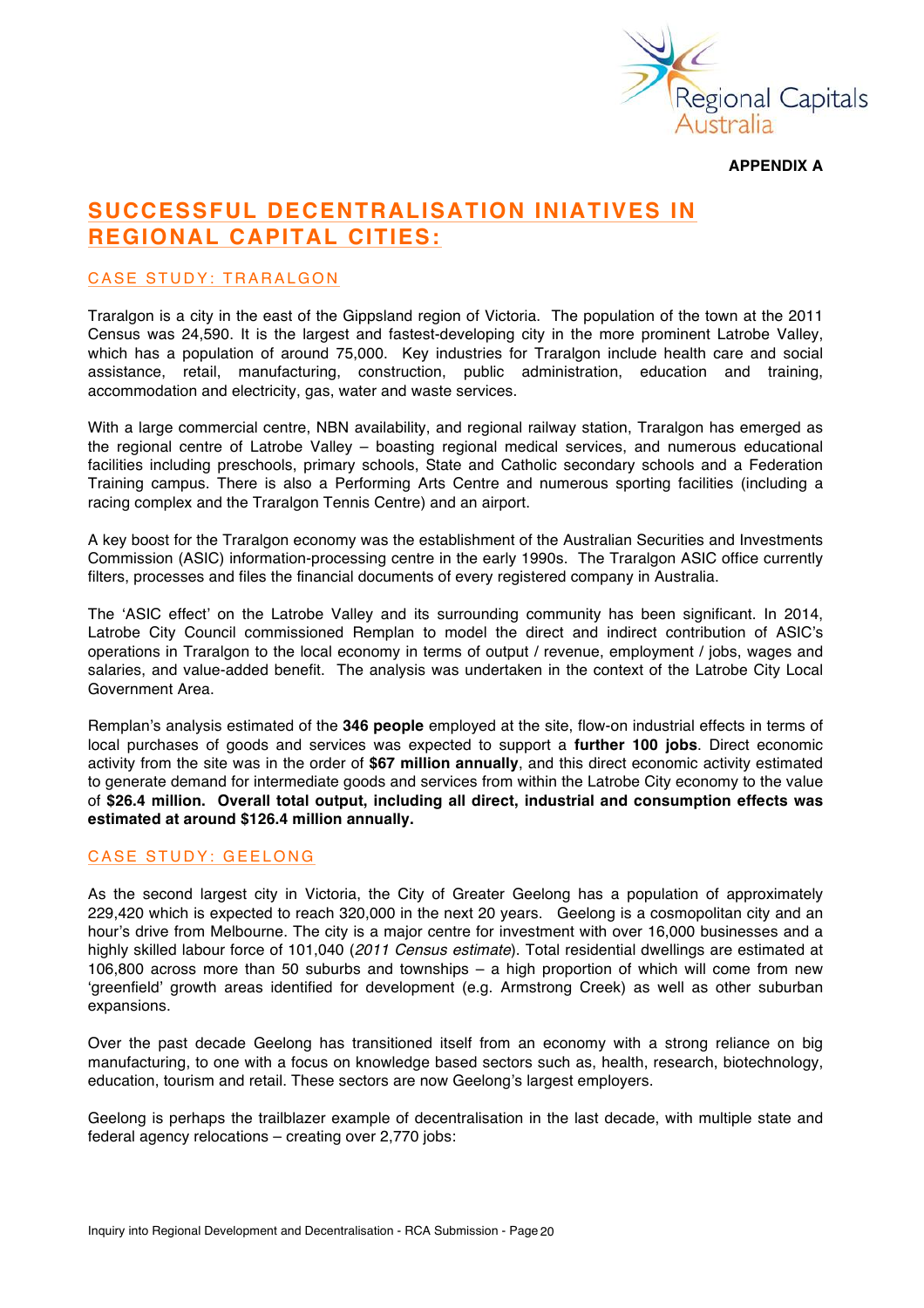**APPENDIX A**

# SUCCESSFUL DECENTRALISATION INIATIVES IN REGIONAL CAPITAL CITIES:

## CASE STUDY: TRARALGON

Traralgon is a city in the east of the Gippsland region of Victoria. The population of the town at the 2011 Census was 24,590. It is the largest and fastest-developing city in the more prominent Latrobe Valley, which has a population of around 75,000. Key industries for Traralgon include health care and social assistance, retail, manufacturing, construction, public administration, education and training, accommodation and electricity, gas, water and waste services.

With a large commercial centre, NBN availability, and regional railway station, Traralgon has emerged as the regional centre of Latrobe Valley – boasting regional medical services, and numerous educational facilities including preschools, primary schools, State and Catholic secondary schools and a Federation Training campus. There is also a Performing Arts Centre and numerous sporting facilities (including a racing complex and the Traralgon Tennis Centre) and an airport.

A key boost for the Traralgon economy was the establishment of the Australian Securities and Investments Commission (ASIC) information-processing centre in the early 1990s. The Traralgon ASIC office currently filters, processes and files the financial documents of every registered company in Australia.

The 'ASIC effect' on the Latrobe Valley and its surrounding community has been significant. In 2014, Latrobe City Council commissioned Remplan to model the direct and indirect contribution of ASIC's operations in Traralgon to the local economy in terms of output / revenue, employment / jobs, wages and salaries, and value-added benefit. The analysis was undertaken in the context of the Latrobe City Local Government Area.

Remplan's analysis estimated of the **346 people** employed at the site, flow-on industrial effects in terms of local purchases of goods and services was expected to support a **further 100 jobs**. Direct economic activity from the site was in the order of **$67 million annually**, and this direct economic activity estimated to generate demand for intermediate goods and services from within the Latrobe City economy to the value of **$26.4 million. Overall total output, including all direct, industrial and consumption effects was estimated at around $126.4 million annually.**

## CASE STUDY: GEELONG

As the second largest city in Victoria, the City of Greater Geelong has a population of approximately 229,420 which is expected to reach 320,000 in the next 20 years. Geelong is a cosmopolitan city and an hour's drive from Melbourne. The city is a major centre for investment with over 16,000 businesses and a highly skilled labour force of 101,040 (*2011 Census estimate*). Total residential dwellings are estimated at 106,800 across more than 50 suburbs and townships – a high proportion of which will come from new 'greenfield' growth areas identified for development (e.g. Armstrong Creek) as well as other suburban expansions.

Over the past decade Geelong has transitioned itself from an economy with a strong reliance on big manufacturing, to one with a focus on knowledge based sectors such as, health, research, biotechnology, education, tourism and retail. These sectors are now Geelong's largest employers.

Geelong is perhaps the trailblazer example of decentralisation in the last decade, with multiple state and federal agency relocations – creating over 2,770 jobs: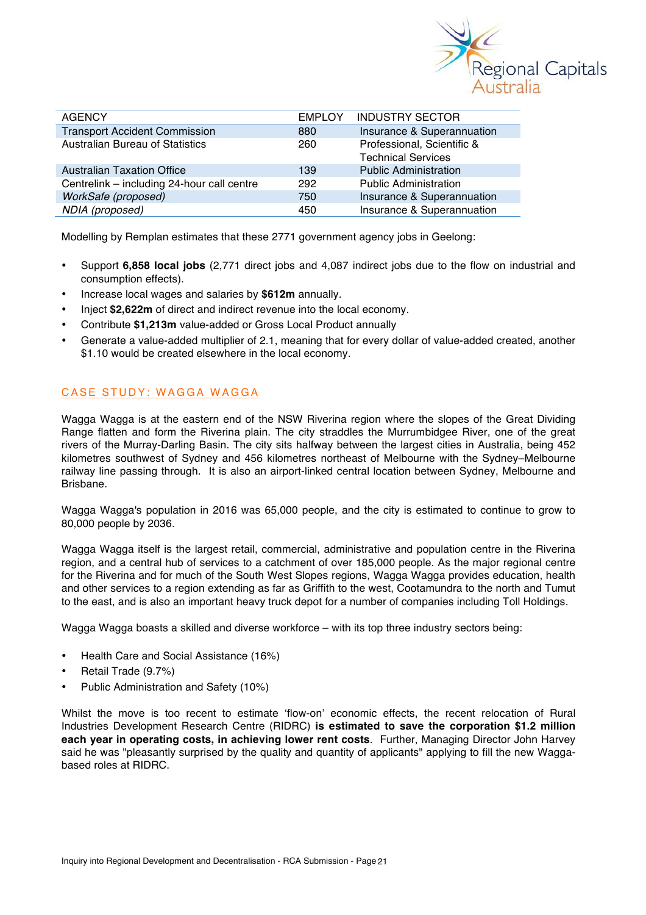| AGENCY | EMPLOY | INDUSTRY SECTOR |
|---|---|---|
| Transport Accident Commission | 880 | Insurance & Superannuation |
| Australian Bureau of Statistics | 260 | Professional, Scientific & Technical Services |
| Australian Taxation Office | 139 | Public Administration |
| Centrelink – including 24-hour call centre | 292 | Public Administration |
| *WorkSafe (proposed)* | 750 | Insurance & Superannuation |
| *NDIA (proposed)* | 450 | Insurance & Superannuation |

Modelling by Remplan estimates that these 2771 government agency jobs in Geelong:

- Support **6,858 local jobs** (2,771 direct jobs and 4,087 indirect jobs due to the flow on industrial and consumption effects).
- Increase local wages and salaries by **$612m** annually.
- Inject **$2,622m** of direct and indirect revenue into the local economy.
- Contribute **$1,213m** value-added or Gross Local Product annually
- Generate a value-added multiplier of 2.1, meaning that for every dollar of value-added created, another $1.10 would be created elsewhere in the local economy.

## CASE STUDY: WAGGA WAGGA

Wagga Wagga is at the eastern end of the NSW Riverina region where the slopes of the Great Dividing Range flatten and form the Riverina plain. The city straddles the Murrumbidgee River, one of the great rivers of the Murray-Darling Basin. The city sits halfway between the largest cities in Australia, being 452 kilometres southwest of Sydney and 456 kilometres northeast of Melbourne with the Sydney–Melbourne railway line passing through. It is also an airport-linked central location between Sydney, Melbourne and Brisbane.

Wagga Wagga's population in 2016 was 65,000 people, and the city is estimated to continue to grow to 80,000 people by 2036.

Wagga Wagga itself is the largest retail, commercial, administrative and population centre in the Riverina region, and a central hub of services to a catchment of over 185,000 people. As the major regional centre for the Riverina and for much of the South West Slopes regions, Wagga Wagga provides education, health and other services to a region extending as far as Griffith to the west, Cootamundra to the north and Tumut to the east, and is also an important heavy truck depot for a number of companies including Toll Holdings.

Wagga Wagga boasts a skilled and diverse workforce – with its top three industry sectors being:

- Health Care and Social Assistance (16%)
- Retail Trade (9.7%)
- Public Administration and Safety (10%)

Whilst the move is too recent to estimate 'flow-on' economic effects, the recent relocation of Rural Industries Development Research Centre (RIDRC) **is estimated to save the corporation $1.2 million each year in operating costs, in achieving lower rent costs**. Further, Managing Director John Harvey said he was "pleasantly surprised by the quality and quantity of applicants" applying to fill the new Wagga-based roles at RIDRC.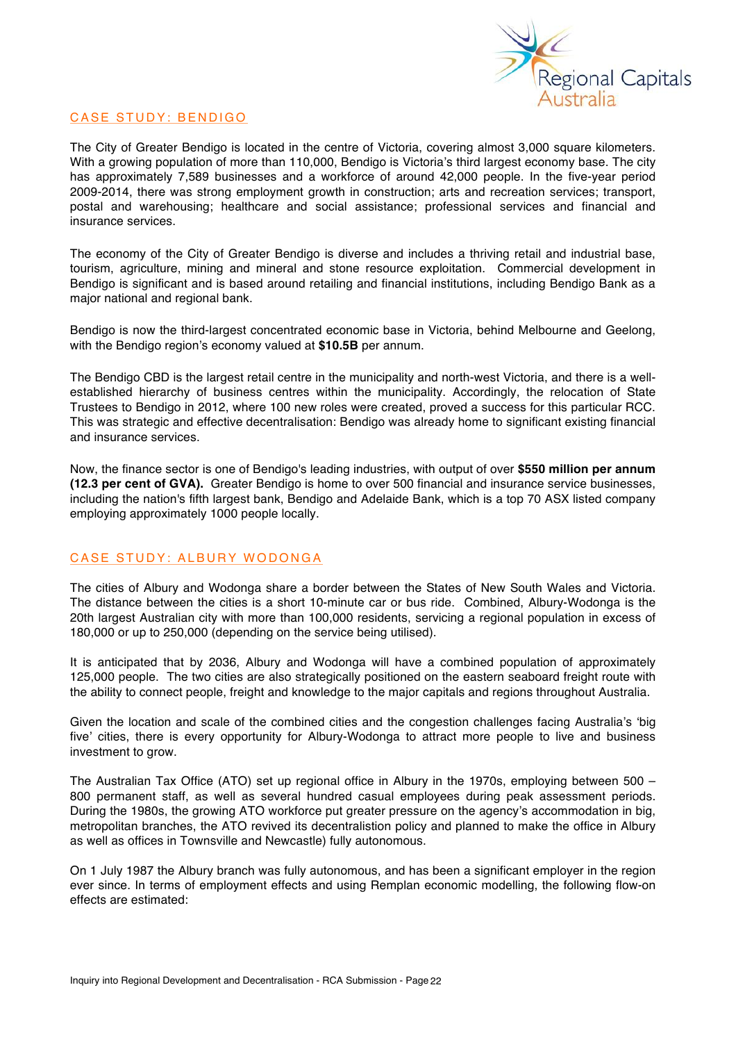## CASE STUDY: BENDIGO

The City of Greater Bendigo is located in the centre of Victoria, covering almost 3,000 square kilometers. With a growing population of more than 110,000, Bendigo is Victoria's third largest economy base. The city has approximately 7,589 businesses and a workforce of around 42,000 people. In the five-year period 2009-2014, there was strong employment growth in construction; arts and recreation services; transport, postal and warehousing; healthcare and social assistance; professional services and financial and insurance services.

The economy of the City of Greater Bendigo is diverse and includes a thriving retail and industrial base, tourism, agriculture, mining and mineral and stone resource exploitation. Commercial development in Bendigo is significant and is based around retailing and financial institutions, including Bendigo Bank as a major national and regional bank.

Bendigo is now the third-largest concentrated economic base in Victoria, behind Melbourne and Geelong, with the Bendigo region's economy valued at **$10.5B** per annum.

The Bendigo CBD is the largest retail centre in the municipality and north-west Victoria, and there is a well-established hierarchy of business centres within the municipality. Accordingly, the relocation of State Trustees to Bendigo in 2012, where 100 new roles were created, proved a success for this particular RCC. This was strategic and effective decentralisation: Bendigo was already home to significant existing financial and insurance services.

Now, the finance sector is one of Bendigo's leading industries, with output of over **$550 million per annum (12.3 per cent of GVA).** Greater Bendigo is home to over 500 financial and insurance service businesses, including the nation's fifth largest bank, Bendigo and Adelaide Bank, which is a top 70 ASX listed company employing approximately 1000 people locally.

## CASE STUDY: ALBURY WODONGA

The cities of Albury and Wodonga share a border between the States of New South Wales and Victoria. The distance between the cities is a short 10-minute car or bus ride. Combined, Albury-Wodonga is the 20th largest Australian city with more than 100,000 residents, servicing a regional population in excess of 180,000 or up to 250,000 (depending on the service being utilised).

It is anticipated that by 2036, Albury and Wodonga will have a combined population of approximately 125,000 people. The two cities are also strategically positioned on the eastern seaboard freight route with the ability to connect people, freight and knowledge to the major capitals and regions throughout Australia.

Given the location and scale of the combined cities and the congestion challenges facing Australia's 'big five' cities, there is every opportunity for Albury-Wodonga to attract more people to live and business investment to grow.

The Australian Tax Office (ATO) set up regional office in Albury in the 1970s, employing between 500 – 800 permanent staff, as well as several hundred casual employees during peak assessment periods. During the 1980s, the growing ATO workforce put greater pressure on the agency's accommodation in big, metropolitan branches, the ATO revived its decentralistion policy and planned to make the office in Albury as well as offices in Townsville and Newcastle) fully autonomous.

On 1 July 1987 the Albury branch was fully autonomous, and has been a significant employer in the region ever since. In terms of employment effects and using Remplan economic modelling, the following flow-on effects are estimated: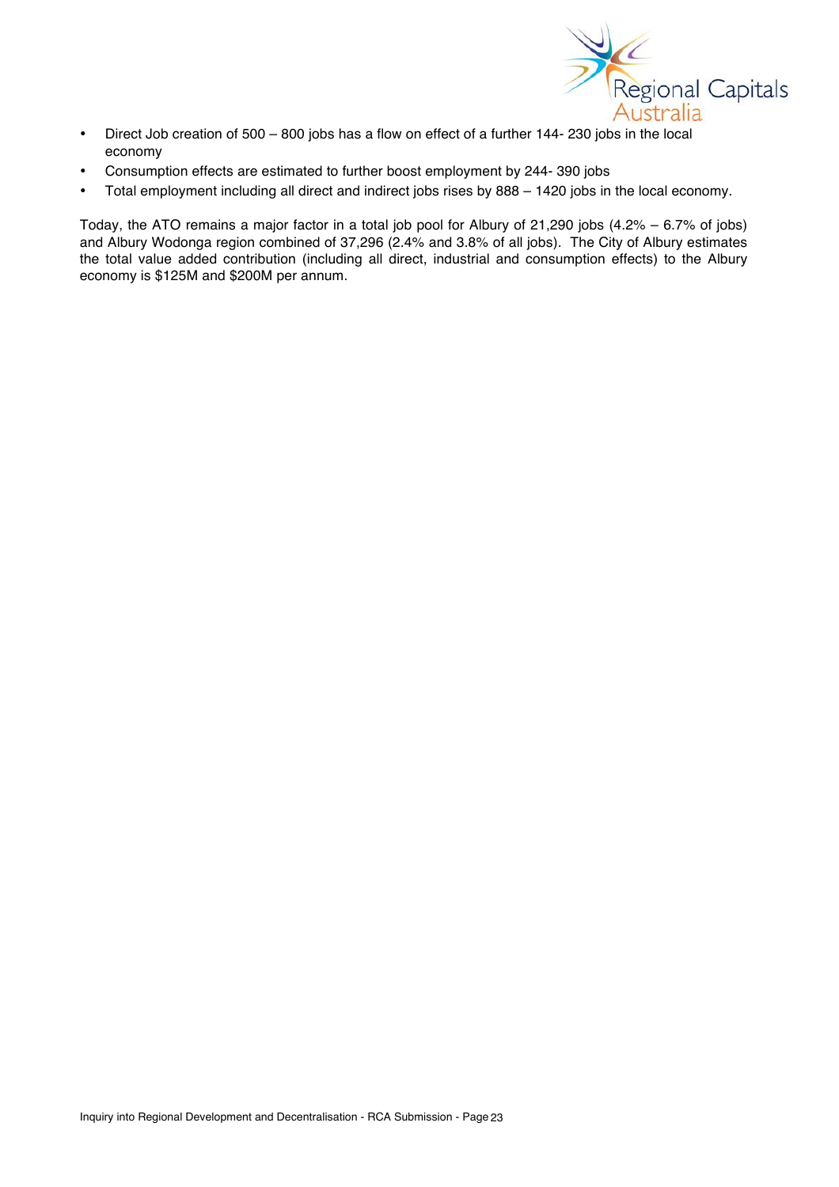- Direct Job creation of 500 – 800 jobs has a flow on effect of a further 144- 230 jobs in the local economy
- Consumption effects are estimated to further boost employment by 244- 390 jobs
- Total employment including all direct and indirect jobs rises by 888 – 1420 jobs in the local economy.

Today, the ATO remains a major factor in a total job pool for Albury of 21,290 jobs (4.2% – 6.7% of jobs) and Albury Wodonga region combined of 37,296 (2.4% and 3.8% of all jobs). The City of Albury estimates the total value added contribution (including all direct, industrial and consumption effects) to the Albury economy is $125M and $200M per annum.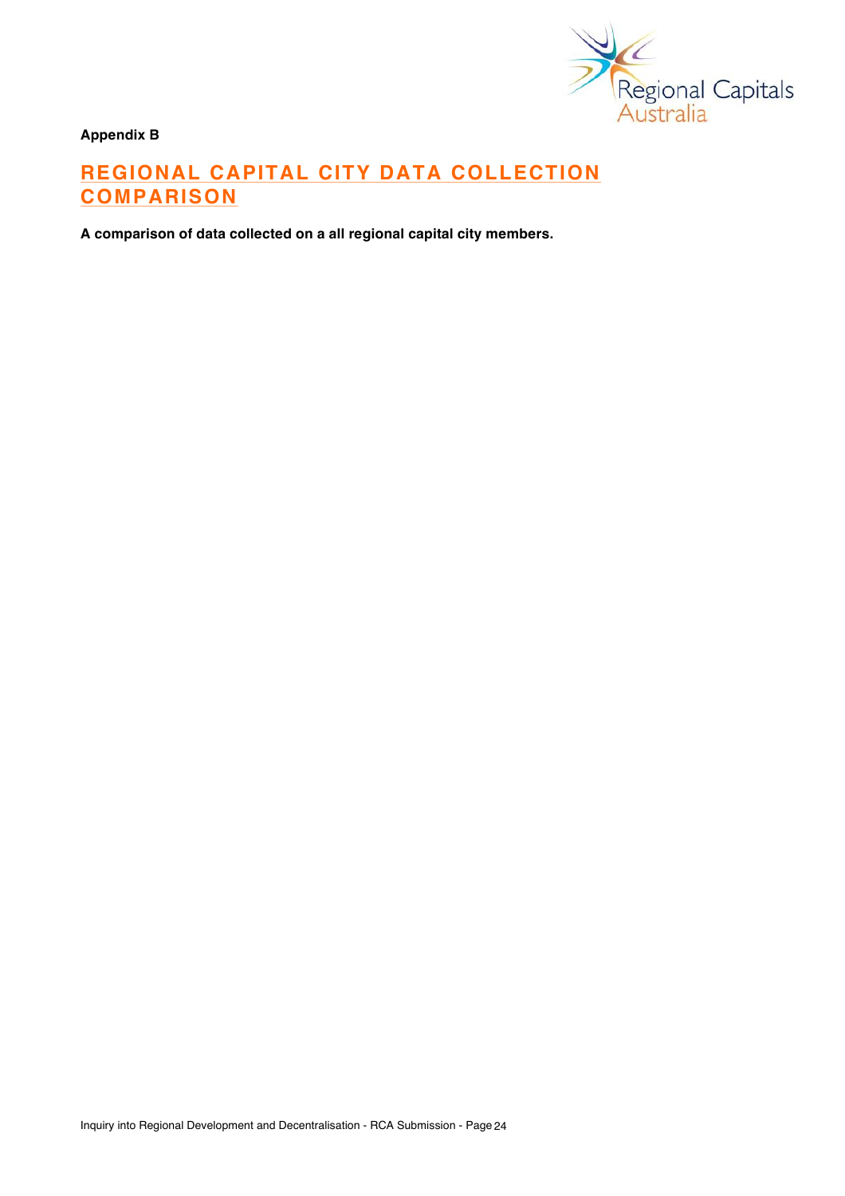**Appendix B**

# REGIONAL CAPITAL CITY DATA COLLECTION COMPARISON

**A comparison of data collected on a all regional capital city members.**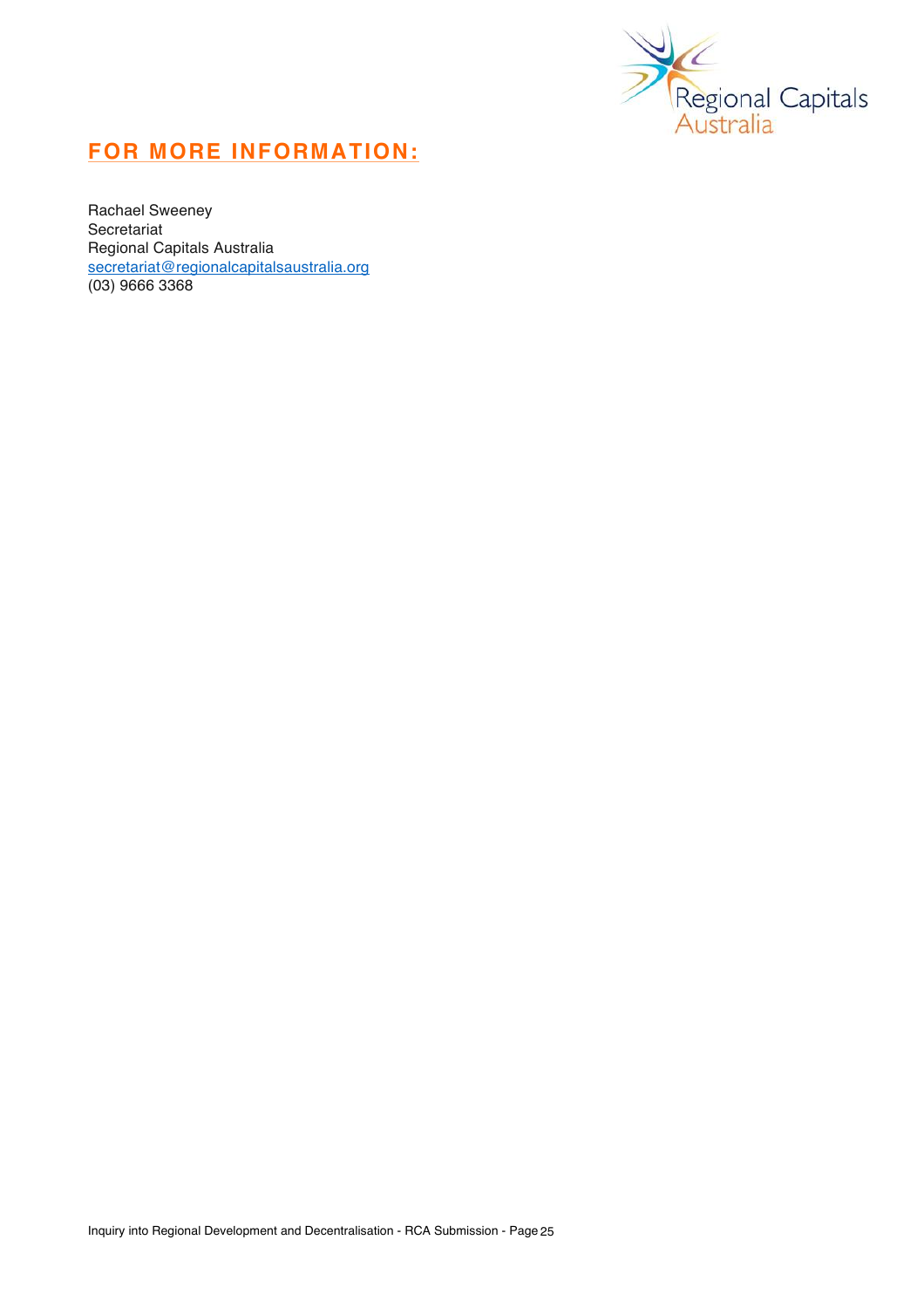## FOR MORE INFORMATION:

Rachael Sweeney
Secretariat
Regional Capitals Australia
secretariat@regionalcapitalsaustralia.org
(03) 9666 3368